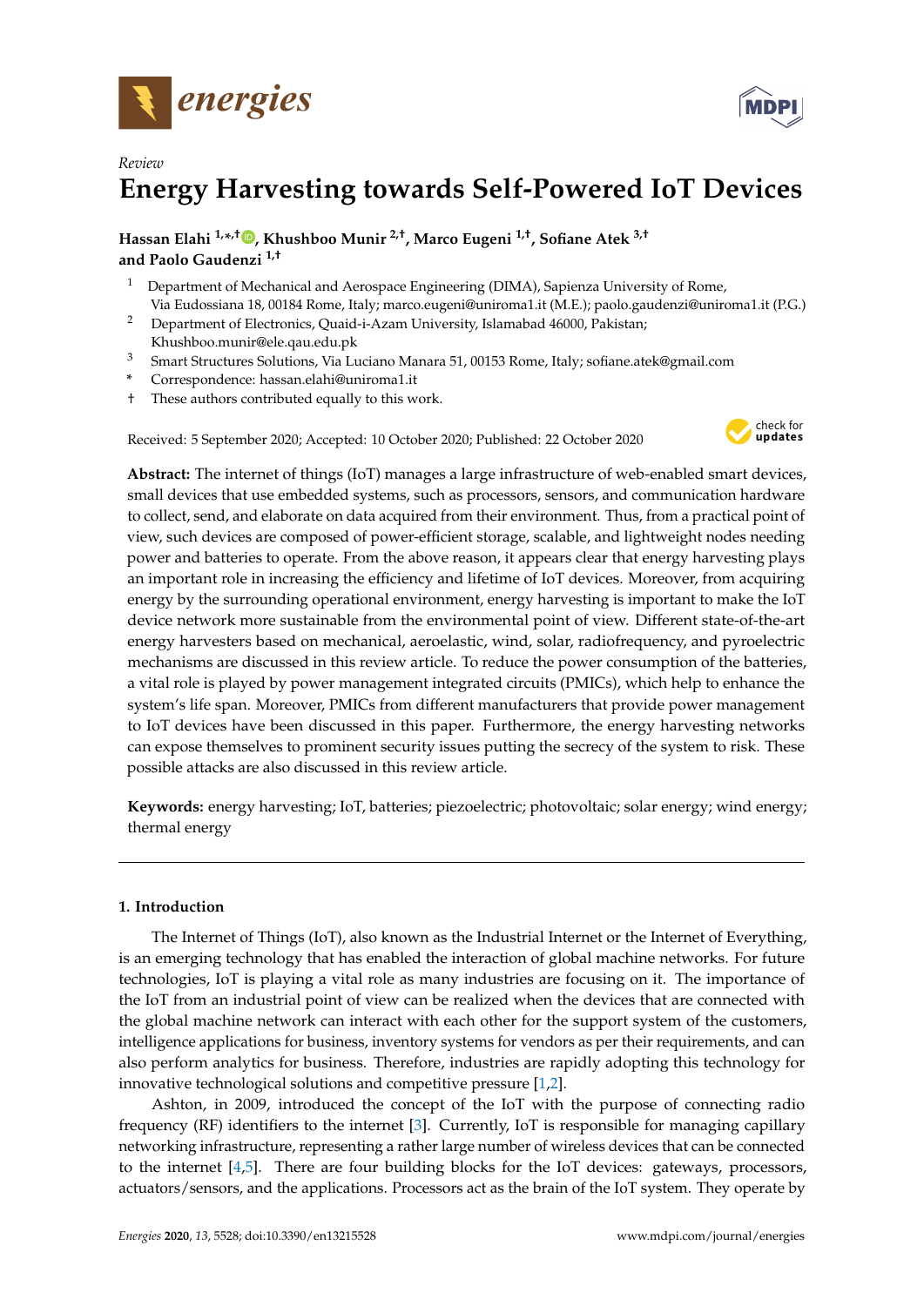*Review*

# Energy Harvesting towards Self-Powered IoT Devices

**Hassan Elahi [1,*,†], Khushboo Munir [2,†], Marco Eugeni [1,†], Sofiane Atek [3,†] and Paolo Gaudenzi [1,†]**

1. Department of Mechanical and Aerospace Engineering (DIMA), Sapienza University of Rome, Via Eudossiana 18, 00184 Rome, Italy; marco.eugeni@uniroma1.it (M.E.); paolo.gaudenzi@uniroma1.it (P.G.)
2. Department of Electronics, Quaid-i-Azam University, Islamabad 46000, Pakistan; Khushboo.munir@ele.qau.edu.pk
3. Smart Structures Solutions, Via Luciano Manara 51, 00153 Rome, Italy; sofiane.atek@gmail.com

\* Correspondence: hassan.elahi@uniroma1.it

† These authors contributed equally to this work.

Received: 5 September 2020; Accepted: 10 October 2020; Published: 22 October 2020

**Abstract:** The internet of things (IoT) manages a large infrastructure of web-enabled smart devices, small devices that use embedded systems, such as processors, sensors, and communication hardware to collect, send, and elaborate on data acquired from their environment. Thus, from a practical point of view, such devices are composed of power-efficient storage, scalable, and lightweight nodes needing power and batteries to operate. From the above reason, it appears clear that energy harvesting plays an important role in increasing the efficiency and lifetime of IoT devices. Moreover, from acquiring energy by the surrounding operational environment, energy harvesting is important to make the IoT device network more sustainable from the environmental point of view. Different state-of-the-art energy harvesters based on mechanical, aeroelastic, wind, solar, radiofrequency, and pyroelectric mechanisms are discussed in this review article. To reduce the power consumption of the batteries, a vital role is played by power management integrated circuits (PMICs), which help to enhance the system's life span. Moreover, PMICs from different manufacturers that provide power management to IoT devices have been discussed in this paper. Furthermore, the energy harvesting networks can expose themselves to prominent security issues putting the secrecy of the system to risk. These possible attacks are also discussed in this review article.

**Keywords:** energy harvesting; IoT, batteries; piezoelectric; photovoltaic; solar energy; wind energy; thermal energy

## 1. Introduction

The Internet of Things (IoT), also known as the Industrial Internet or the Internet of Everything, is an emerging technology that has enabled the interaction of global machine networks. For future technologies, IoT is playing a vital role as many industries are focusing on it. The importance of the IoT from an industrial point of view can be realized when the devices that are connected with the global machine network can interact with each other for the support system of the customers, intelligence applications for business, inventory systems for vendors as per their requirements, and can also perform analytics for business. Therefore, industries are rapidly adopting this technology for innovative technological solutions and competitive pressure [1,2].

Ashton, in 2009, introduced the concept of the IoT with the purpose of connecting radio frequency (RF) identifiers to the internet [3]. Currently, IoT is responsible for managing capillary networking infrastructure, representing a rather large number of wireless devices that can be connected to the internet [4,5]. There are four building blocks for the IoT devices: gateways, processors, actuators/sensors, and the applications. Processors act as the brain of the IoT system. They operate by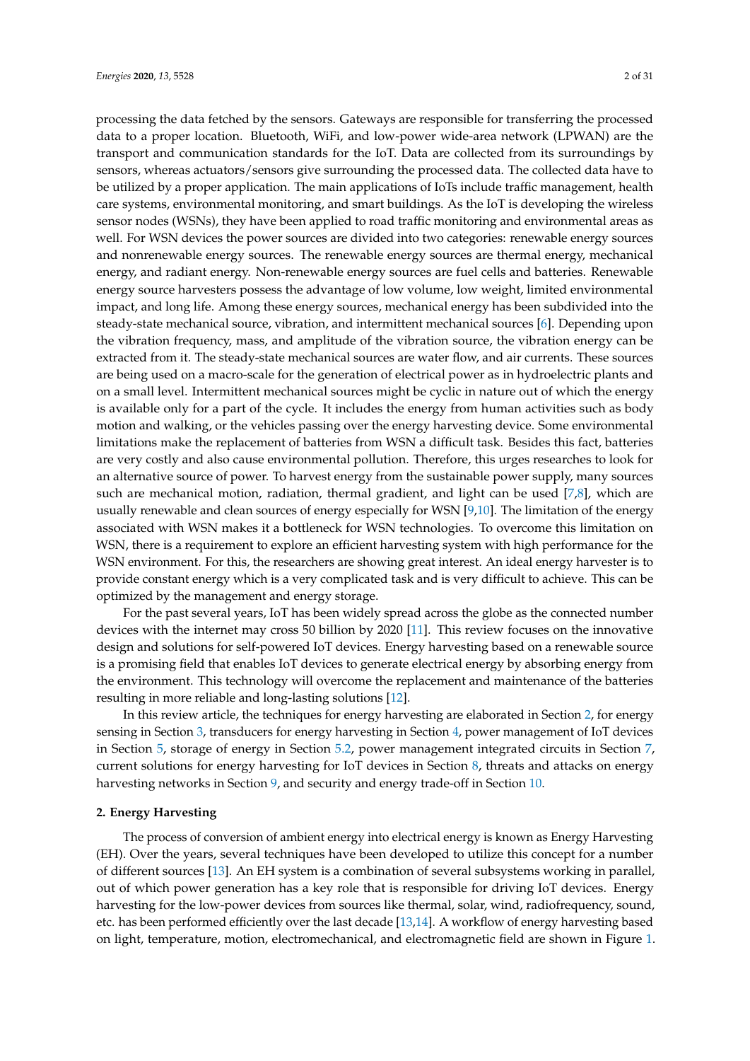processing the data fetched by the sensors. Gateways are responsible for transferring the processed data to a proper location. Bluetooth, WiFi, and low-power wide-area network (LPWAN) are the transport and communication standards for the IoT. Data are collected from its surroundings by sensors, whereas actuators/sensors give surrounding the processed data. The collected data have to be utilized by a proper application. The main applications of IoTs include traffic management, health care systems, environmental monitoring, and smart buildings. As the IoT is developing the wireless sensor nodes (WSNs), they have been applied to road traffic monitoring and environmental areas as well. For WSN devices the power sources are divided into two categories: renewable energy sources and nonrenewable energy sources. The renewable energy sources are thermal energy, mechanical energy, and radiant energy. Non-renewable energy sources are fuel cells and batteries. Renewable energy source harvesters possess the advantage of low volume, low weight, limited environmental impact, and long life. Among these energy sources, mechanical energy has been subdivided into the steady-state mechanical source, vibration, and intermittent mechanical sources [6]. Depending upon the vibration frequency, mass, and amplitude of the vibration source, the vibration energy can be extracted from it. The steady-state mechanical sources are water flow, and air currents. These sources are being used on a macro-scale for the generation of electrical power as in hydroelectric plants and on a small level. Intermittent mechanical sources might be cyclic in nature out of which the energy is available only for a part of the cycle. It includes the energy from human activities such as body motion and walking, or the vehicles passing over the energy harvesting device. Some environmental limitations make the replacement of batteries from WSN a difficult task. Besides this fact, batteries are very costly and also cause environmental pollution. Therefore, this urges researches to look for an alternative source of power. To harvest energy from the sustainable power supply, many sources such are mechanical motion, radiation, thermal gradient, and light can be used [7,8], which are usually renewable and clean sources of energy especially for WSN [9,10]. The limitation of the energy associated with WSN makes it a bottleneck for WSN technologies. To overcome this limitation on WSN, there is a requirement to explore an efficient harvesting system with high performance for the WSN environment. For this, the researchers are showing great interest. An ideal energy harvester is to provide constant energy which is a very complicated task and is very difficult to achieve. This can be optimized by the management and energy storage.

For the past several years, IoT has been widely spread across the globe as the connected number devices with the internet may cross 50 billion by 2020 [11]. This review focuses on the innovative design and solutions for self-powered IoT devices. Energy harvesting based on a renewable source is a promising field that enables IoT devices to generate electrical energy by absorbing energy from the environment. This technology will overcome the replacement and maintenance of the batteries resulting in more reliable and long-lasting solutions [12].

In this review article, the techniques for energy harvesting are elaborated in Section 2, for energy sensing in Section 3, transducers for energy harvesting in Section 4, power management of IoT devices in Section 5, storage of energy in Section 5.2, power management integrated circuits in Section 7, current solutions for energy harvesting for IoT devices in Section 8, threats and attacks on energy harvesting networks in Section 9, and security and energy trade-off in Section 10.

## 2. Energy Harvesting

The process of conversion of ambient energy into electrical energy is known as Energy Harvesting (EH). Over the years, several techniques have been developed to utilize this concept for a number of different sources [13]. An EH system is a combination of several subsystems working in parallel, out of which power generation has a key role that is responsible for driving IoT devices. Energy harvesting for the low-power devices from sources like thermal, solar, wind, radiofrequency, sound, etc. has been performed efficiently over the last decade [13,14]. A workflow of energy harvesting based on light, temperature, motion, electromechanical, and electromagnetic field are shown in Figure 1.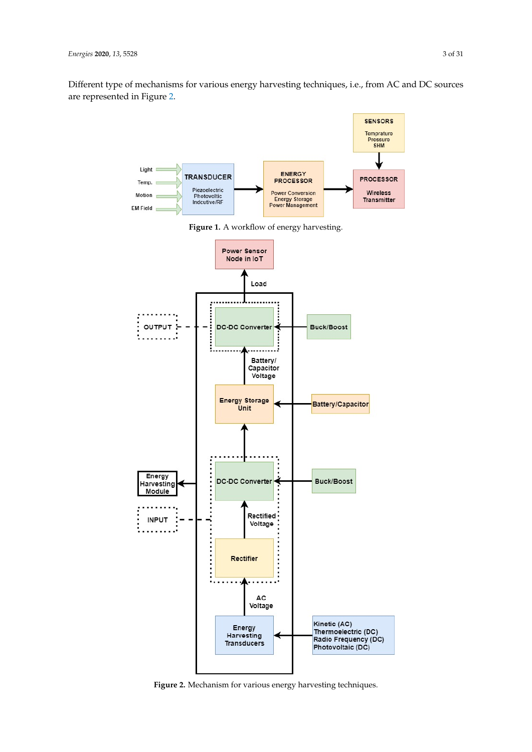Different type of mechanisms for various energy harvesting techniques, i.e., from AC and DC sources are represented in Figure 2.

**Figure 1.** A workflow of energy harvesting.

**Figure 2.** Mechanism for various energy harvesting techniques.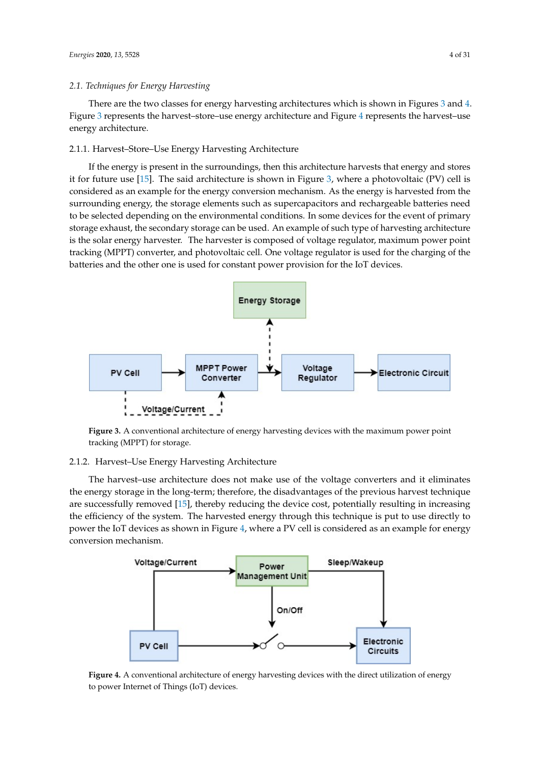### 2.1. Techniques for Energy Harvesting

There are the two classes for energy harvesting architectures which is shown in Figures 3 and 4. Figure 3 represents the harvest–store–use energy architecture and Figure 4 represents the harvest–use energy architecture.

#### 2.1.1. Harvest–Store–Use Energy Harvesting Architecture

If the energy is present in the surroundings, then this architecture harvests that energy and stores it for future use [15]. The said architecture is shown in Figure 3, where a photovoltaic (PV) cell is considered as an example for the energy conversion mechanism. As the energy is harvested from the surrounding energy, the storage elements such as supercapacitors and rechargeable batteries need to be selected depending on the environmental conditions. In some devices for the event of primary storage exhaust, the secondary storage can be used. An example of such type of harvesting architecture is the solar energy harvester. The harvester is composed of voltage regulator, maximum power point tracking (MPPT) converter, and photovoltaic cell. One voltage regulator is used for the charging of the batteries and the other one is used for constant power provision for the IoT devices.

**Figure 3.** A conventional architecture of energy harvesting devices with the maximum power point tracking (MPPT) for storage.

#### 2.1.2. Harvest–Use Energy Harvesting Architecture

The harvest–use architecture does not make use of the voltage converters and it eliminates the energy storage in the long-term; therefore, the disadvantages of the previous harvest technique are successfully removed [15], thereby reducing the device cost, potentially resulting in increasing the efficiency of the system. The harvested energy through this technique is put to use directly to power the IoT devices as shown in Figure 4, where a PV cell is considered as an example for energy conversion mechanism.

**Figure 4.** A conventional architecture of energy harvesting devices with the direct utilization of energy to power Internet of Things (IoT) devices.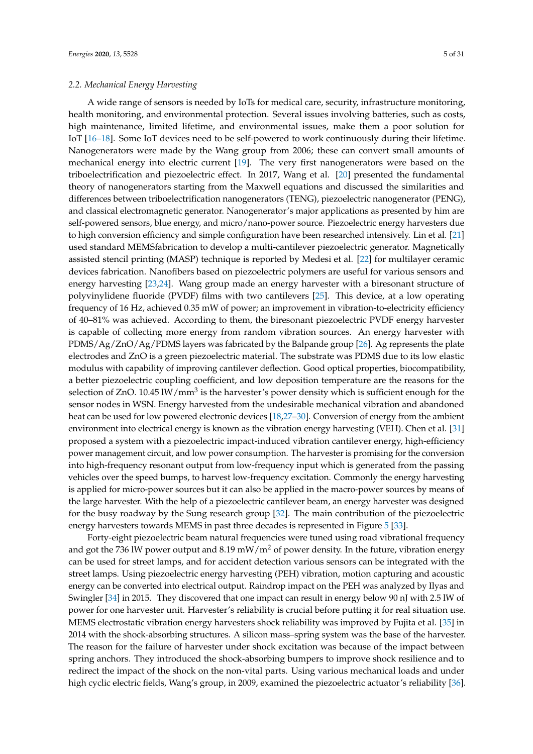### *2.2. Mechanical Energy Harvesting*

A wide range of sensors is needed by IoTs for medical care, security, infrastructure monitoring, health monitoring, and environmental protection. Several issues involving batteries, such as costs, high maintenance, limited lifetime, and environmental issues, make them a poor solution for IoT [16–18]. Some IoT devices need to be self-powered to work continuously during their lifetime. Nanogenerators were made by the Wang group from 2006; these can convert small amounts of mechanical energy into electric current [19]. The very first nanogenerators were based on the triboelectrification and piezoelectric effect. In 2017, Wang et al. [20] presented the fundamental theory of nanogenerators starting from the Maxwell equations and discussed the similarities and differences between triboelectrification nanogenerators (TENG), piezoelectric nanogenerator (PENG), and classical electromagnetic generator. Nanogenerator's major applications as presented by him are self-powered sensors, blue energy, and micro/nano-power source. Piezoelectric energy harvesters due to high conversion efficiency and simple configuration have been researched intensively. Lin et al. [21] used standard MEMSfabrication to develop a multi-cantilever piezoelectric generator. Magnetically assisted stencil printing (MASP) technique is reported by Medesi et al. [22] for multilayer ceramic devices fabrication. Nanofibers based on piezoelectric polymers are useful for various sensors and energy harvesting [23,24]. Wang group made an energy harvester with a biresonant structure of polyvinylidene fluoride (PVDF) films with two cantilevers [25]. This device, at a low operating frequency of 16 Hz, achieved 0.35 mW of power; an improvement in vibration-to-electricity efficiency of 40–81% was achieved. According to them, the biresonant piezoelectric PVDF energy harvester is capable of collecting more energy from random vibration sources. An energy harvester with PDMS/Ag/ZnO/Ag/PDMS layers was fabricated by the Balpande group [26]. Ag represents the plate electrodes and ZnO is a green piezoelectric material. The substrate was PDMS due to its low elastic modulus with capability of improving cantilever deflection. Good optical properties, biocompatibility, a better piezoelectric coupling coefficient, and low deposition temperature are the reasons for the selection of ZnO. 10.45 lW/mm$^3$ is the harvester's power density which is sufficient enough for the sensor nodes in WSN. Energy harvested from the undesirable mechanical vibration and abandoned heat can be used for low powered electronic devices [18,27–30]. Conversion of energy from the ambient environment into electrical energy is known as the vibration energy harvesting (VEH). Chen et al. [31] proposed a system with a piezoelectric impact-induced vibration cantilever energy, high-efficiency power management circuit, and low power consumption. The harvester is promising for the conversion into high-frequency resonant output from low-frequency input which is generated from the passing vehicles over the speed bumps, to harvest low-frequency excitation. Commonly the energy harvesting is applied for micro-power sources but it can also be applied in the macro-power sources by means of the large harvester. With the help of a piezoelectric cantilever beam, an energy harvester was designed for the busy roadway by the Sung research group [32]. The main contribution of the piezoelectric energy harvesters towards MEMS in past three decades is represented in Figure 5 [33].

Forty-eight piezoelectric beam natural frequencies were tuned using road vibrational frequency and got the 736 lW power output and 8.19 mW/m$^2$ of power density. In the future, vibration energy can be used for street lamps, and for accident detection various sensors can be integrated with the street lamps. Using piezoelectric energy harvesting (PEH) vibration, motion capturing and acoustic energy can be converted into electrical output. Raindrop impact on the PEH was analyzed by Ilyas and Swingler [34] in 2015. They discovered that one impact can result in energy below 90 nJ with 2.5 lW of power for one harvester unit. Harvester's reliability is crucial before putting it for real situation use. MEMS electrostatic vibration energy harvesters shock reliability was improved by Fujita et al. [35] in 2014 with the shock-absorbing structures. A silicon mass–spring system was the base of the harvester. The reason for the failure of harvester under shock excitation was because of the impact between spring anchors. They introduced the shock-absorbing bumpers to improve shock resilience and to redirect the impact of the shock on the non-vital parts. Using various mechanical loads and under high cyclic electric fields, Wang's group, in 2009, examined the piezoelectric actuator's reliability [36].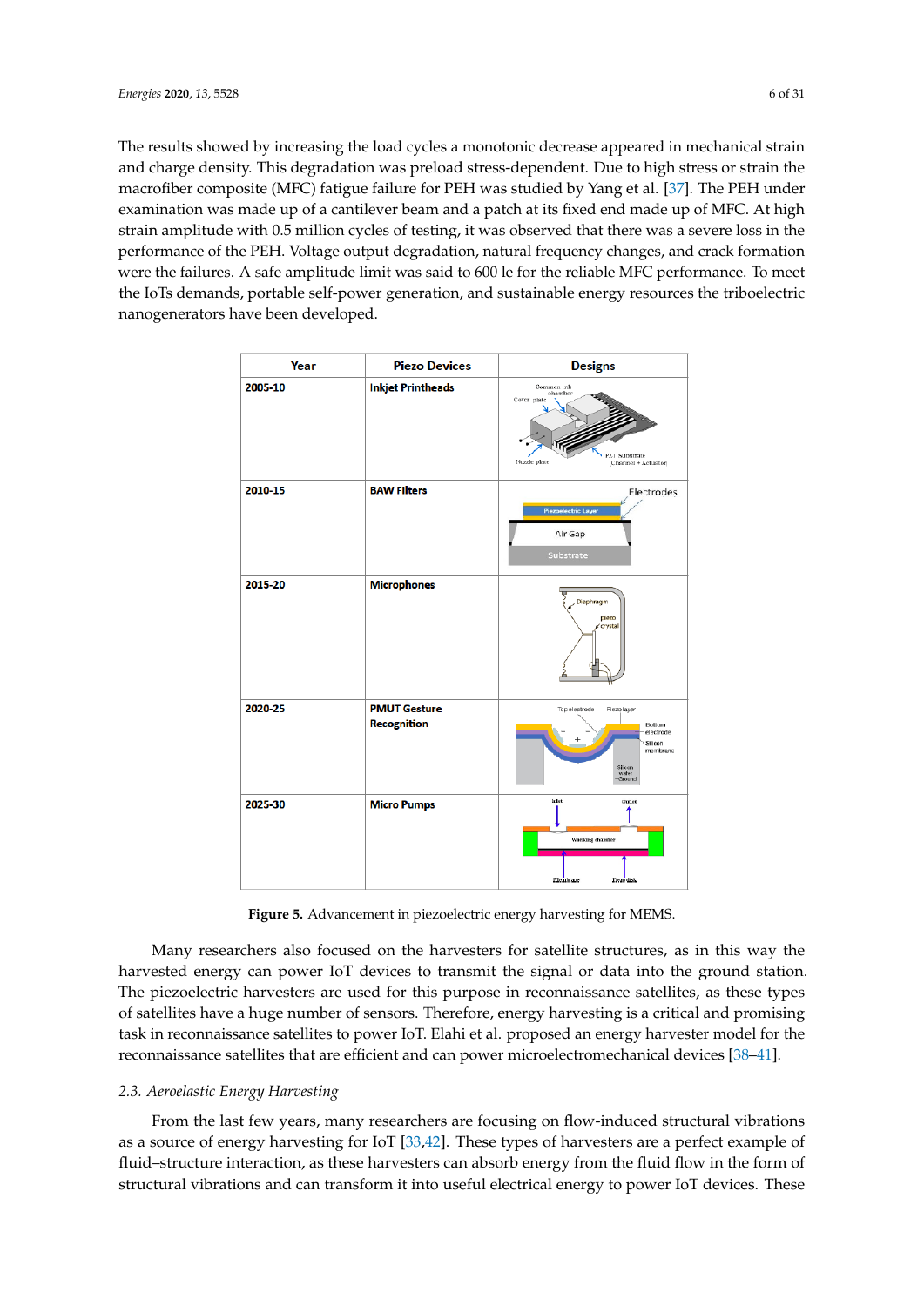The results showed by increasing the load cycles a monotonic decrease appeared in mechanical strain and charge density. This degradation was preload stress-dependent. Due to high stress or strain the macrofiber composite (MFC) fatigue failure for PEH was studied by Yang et al. [37]. The PEH under examination was made up of a cantilever beam and a patch at its fixed end made up of MFC. At high strain amplitude with 0.5 million cycles of testing, it was observed that there was a severe loss in the performance of the PEH. Voltage output degradation, natural frequency changes, and crack formation were the failures. A safe amplitude limit was said to 600 le for the reliable MFC performance. To meet the IoTs demands, portable self-power generation, and sustainable energy resources the triboelectric nanogenerators have been developed.

| Year | Piezo Devices | Designs |
|---|---|---|
| 2005-10 | Inkjet Printheads | |
| 2010-15 | BAW Filters | |
| 2015-20 | Microphones | |
| 2020-25 | PMUT Gesture Recognition | |
| 2025-30 | Micro Pumps | |

**Figure 5.** Advancement in piezoelectric energy harvesting for MEMS.

Many researchers also focused on the harvesters for satellite structures, as in this way the harvested energy can power IoT devices to transmit the signal or data into the ground station. The piezoelectric harvesters are used for this purpose in reconnaissance satellites, as these types of satellites have a huge number of sensors. Therefore, energy harvesting is a critical and promising task in reconnaissance satellites to power IoT. Elahi et al. proposed an energy harvester model for the reconnaissance satellites that are efficient and can power microelectromechanical devices [38–41].

### 2.3. Aeroelastic Energy Harvesting

From the last few years, many researchers are focusing on flow-induced structural vibrations as a source of energy harvesting for IoT [33,42]. These types of harvesters are a perfect example of fluid–structure interaction, as these harvesters can absorb energy from the fluid flow in the form of structural vibrations and can transform it into useful electrical energy to power IoT devices. These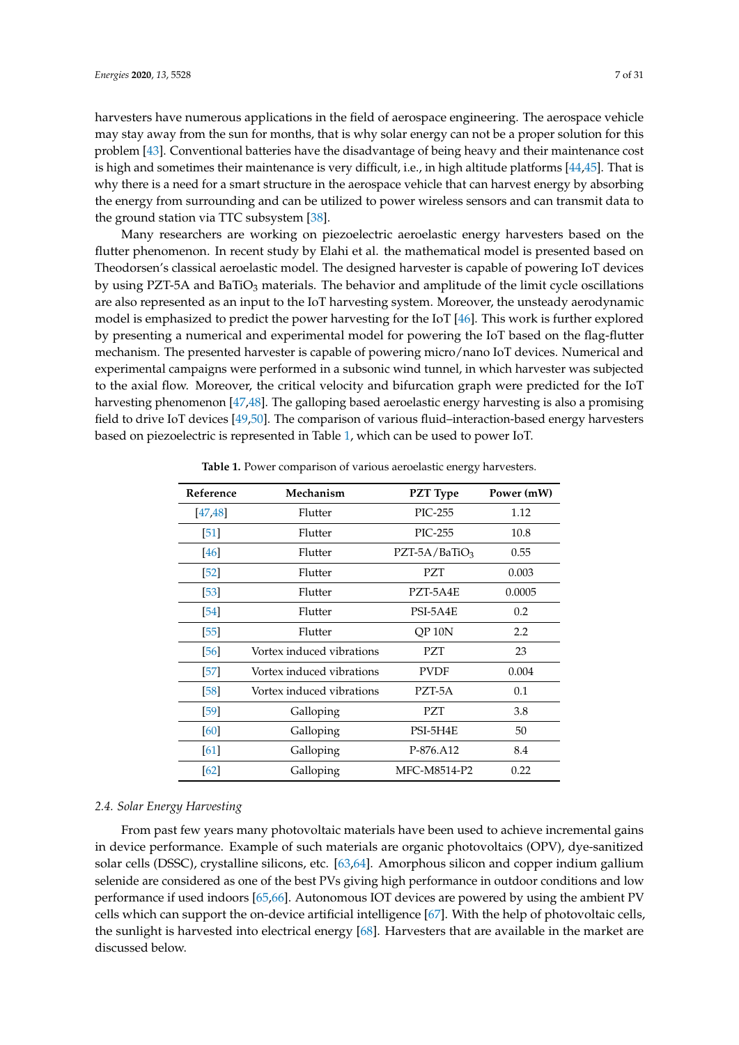harvesters have numerous applications in the field of aerospace engineering. The aerospace vehicle may stay away from the sun for months, that is why solar energy can not be a proper solution for this problem [43]. Conventional batteries have the disadvantage of being heavy and their maintenance cost is high and sometimes their maintenance is very difficult, i.e., in high altitude platforms [44,45]. That is why there is a need for a smart structure in the aerospace vehicle that can harvest energy by absorbing the energy from surrounding and can be utilized to power wireless sensors and can transmit data to the ground station via TTC subsystem [38].

Many researchers are working on piezoelectric aeroelastic energy harvesters based on the flutter phenomenon. In recent study by Elahi et al. the mathematical model is presented based on Theodorsen's classical aeroelastic model. The designed harvester is capable of powering IoT devices by using PZT-5A and $BaTiO_3$ materials. The behavior and amplitude of the limit cycle oscillations are also represented as an input to the IoT harvesting system. Moreover, the unsteady aerodynamic model is emphasized to predict the power harvesting for the IoT [46]. This work is further explored by presenting a numerical and experimental model for powering the IoT based on the flag-flutter mechanism. The presented harvester is capable of powering micro/nano IoT devices. Numerical and experimental campaigns were performed in a subsonic wind tunnel, in which harvester was subjected to the axial flow. Moreover, the critical velocity and bifurcation graph were predicted for the IoT harvesting phenomenon [47,48]. The galloping based aeroelastic energy harvesting is also a promising field to drive IoT devices [49,50]. The comparison of various fluid–interaction-based energy harvesters based on piezoelectric is represented in Table 1, which can be used to power IoT.

**Table 1.** Power comparison of various aeroelastic energy harvesters.

| Reference | Mechanism | PZT Type | Power (mW) |
|---|---|---|---|
| [47,48] | Flutter | PIC-255 | 1.12 |
| [51] | Flutter | PIC-255 | 10.8 |
| [46] | Flutter | PZT-5A/$BaTiO_3$ | 0.55 |
| [52] | Flutter | PZT | 0.003 |
| [53] | Flutter | PZT-5A4E | 0.0005 |
| [54] | Flutter | PSI-5A4E | 0.2 |
| [55] | Flutter | QP 10N | 2.2 |
| [56] | Vortex induced vibrations | PZT | 23 |
| [57] | Vortex induced vibrations | PVDF | 0.004 |
| [58] | Vortex induced vibrations | PZT-5A | 0.1 |
| [59] | Galloping | PZT | 3.8 |
| [60] | Galloping | PSI-5H4E | 50 |
| [61] | Galloping | P-876.A12 | 8.4 |
| [62] | Galloping | MFC-M8514-P2 | 0.22 |

### 2.4. Solar Energy Harvesting

From past few years many photovoltaic materials have been used to achieve incremental gains in device performance. Example of such materials are organic photovoltaics (OPV), dye-sanitized solar cells (DSSC), crystalline silicons, etc. [63,64]. Amorphous silicon and copper indium gallium selenide are considered as one of the best PVs giving high performance in outdoor conditions and low performance if used indoors [65,66]. Autonomous IOT devices are powered by using the ambient PV cells which can support the on-device artificial intelligence [67]. With the help of photovoltaic cells, the sunlight is harvested into electrical energy [68]. Harvesters that are available in the market are discussed below.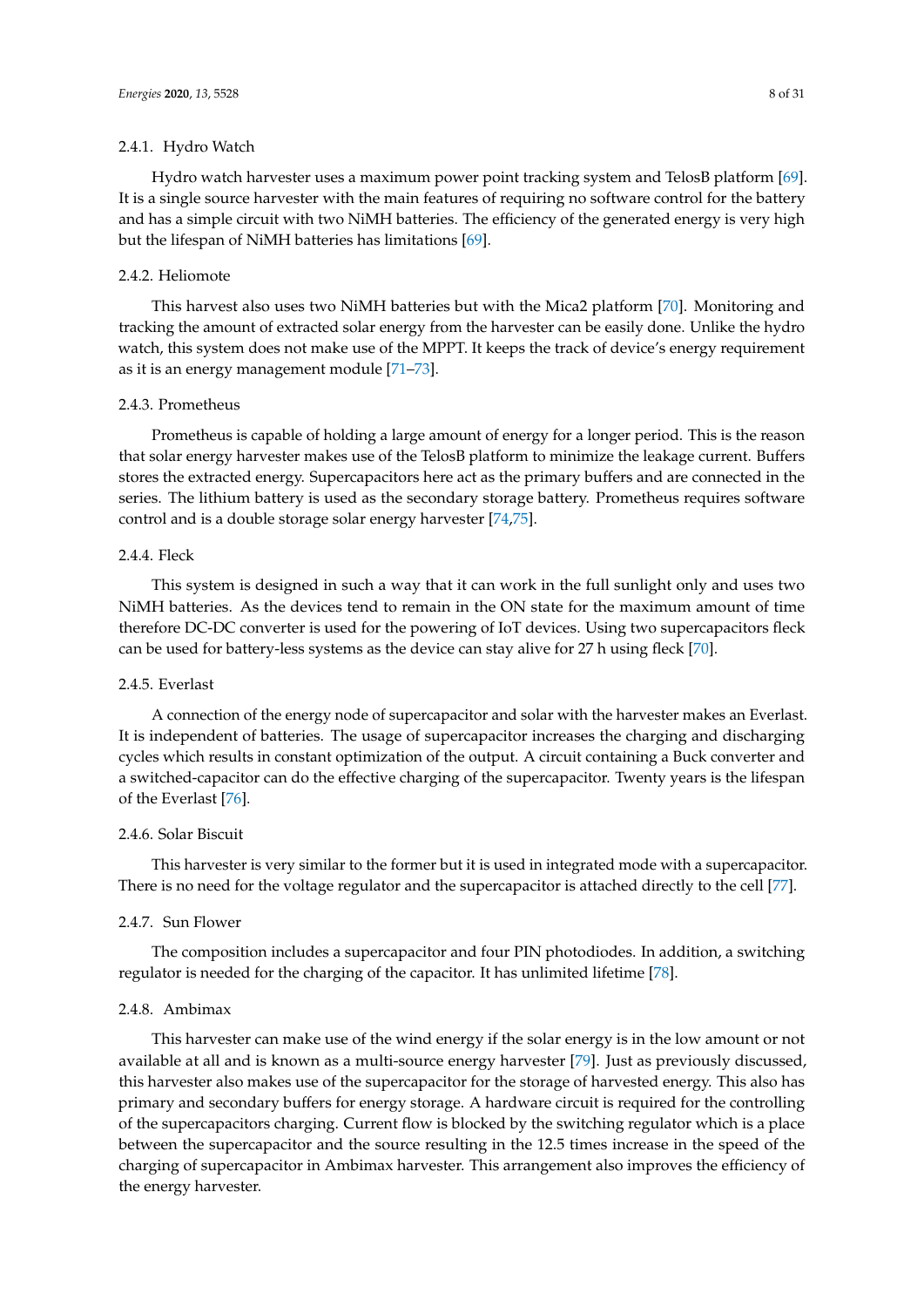#### 2.4.1. Hydro Watch

Hydro watch harvester uses a maximum power point tracking system and TelosB platform [69]. It is a single source harvester with the main features of requiring no software control for the battery and has a simple circuit with two NiMH batteries. The efficiency of the generated energy is very high but the lifespan of NiMH batteries has limitations [69].

#### 2.4.2. Heliomote

This harvest also uses two NiMH batteries but with the Mica2 platform [70]. Monitoring and tracking the amount of extracted solar energy from the harvester can be easily done. Unlike the hydro watch, this system does not make use of the MPPT. It keeps the track of device's energy requirement as it is an energy management module [71–73].

#### 2.4.3. Prometheus

Prometheus is capable of holding a large amount of energy for a longer period. This is the reason that solar energy harvester makes use of the TelosB platform to minimize the leakage current. Buffers stores the extracted energy. Supercapacitors here act as the primary buffers and are connected in the series. The lithium battery is used as the secondary storage battery. Prometheus requires software control and is a double storage solar energy harvester [74,75].

#### 2.4.4. Fleck

This system is designed in such a way that it can work in the full sunlight only and uses two NiMH batteries. As the devices tend to remain in the ON state for the maximum amount of time therefore DC-DC converter is used for the powering of IoT devices. Using two supercapacitors fleck can be used for battery-less systems as the device can stay alive for 27 h using fleck [70].

#### 2.4.5. Everlast

A connection of the energy node of supercapacitor and solar with the harvester makes an Everlast. It is independent of batteries. The usage of supercapacitor increases the charging and discharging cycles which results in constant optimization of the output. A circuit containing a Buck converter and a switched-capacitor can do the effective charging of the supercapacitor. Twenty years is the lifespan of the Everlast [76].

#### 2.4.6. Solar Biscuit

This harvester is very similar to the former but it is used in integrated mode with a supercapacitor. There is no need for the voltage regulator and the supercapacitor is attached directly to the cell [77].

#### 2.4.7. Sun Flower

The composition includes a supercapacitor and four PIN photodiodes. In addition, a switching regulator is needed for the charging of the capacitor. It has unlimited lifetime [78].

#### 2.4.8. Ambimax

This harvester can make use of the wind energy if the solar energy is in the low amount or not available at all and is known as a multi-source energy harvester [79]. Just as previously discussed, this harvester also makes use of the supercapacitor for the storage of harvested energy. This also has primary and secondary buffers for energy storage. A hardware circuit is required for the controlling of the supercapacitors charging. Current flow is blocked by the switching regulator which is a place between the supercapacitor and the source resulting in the 12.5 times increase in the speed of the charging of supercapacitor in Ambimax harvester. This arrangement also improves the efficiency of the energy harvester.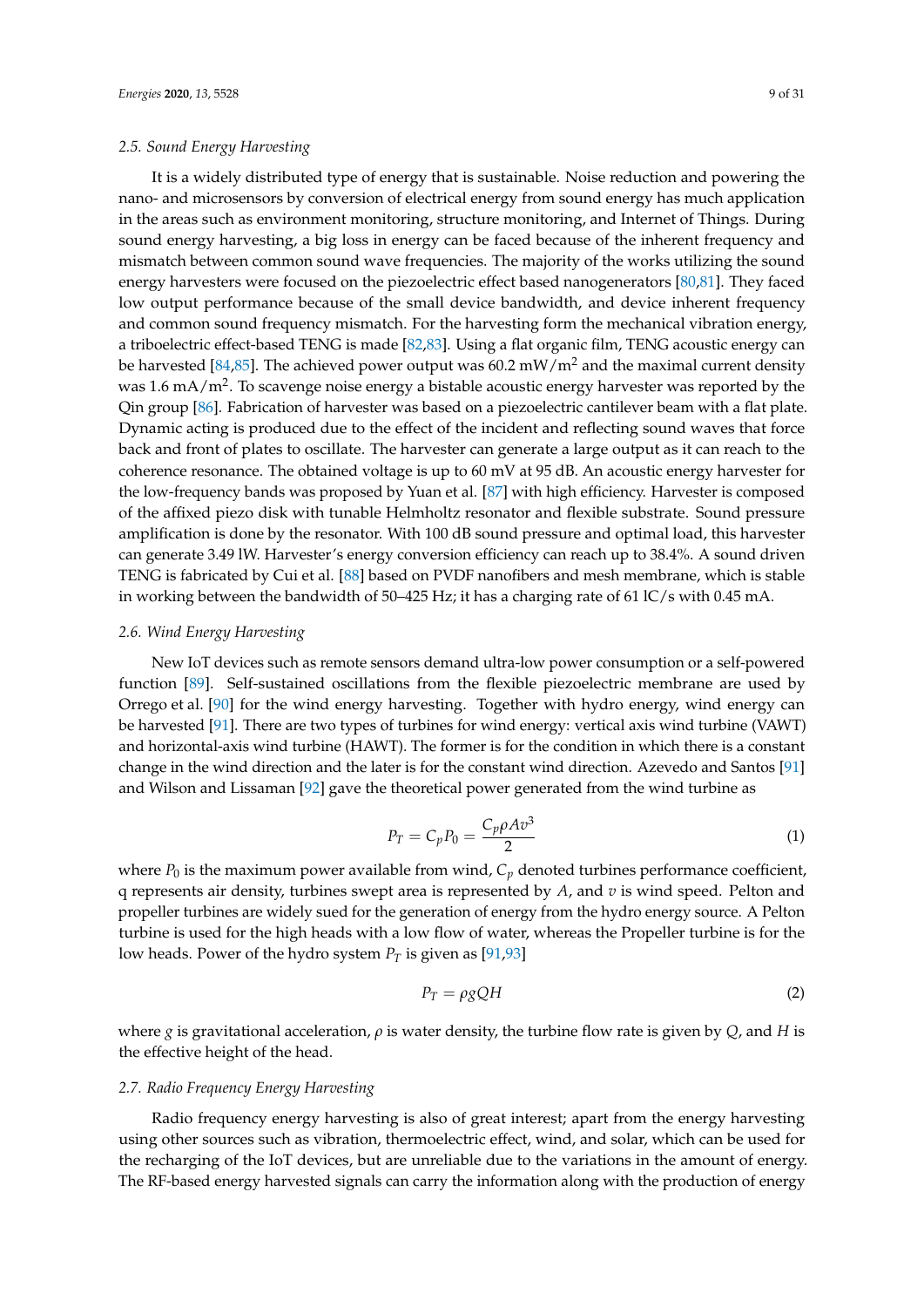### 2.5. Sound Energy Harvesting

It is a widely distributed type of energy that is sustainable. Noise reduction and powering the nano- and microsensors by conversion of electrical energy from sound energy has much application in the areas such as environment monitoring, structure monitoring, and Internet of Things. During sound energy harvesting, a big loss in energy can be faced because of the inherent frequency and mismatch between common sound wave frequencies. The majority of the works utilizing the sound energy harvesters were focused on the piezoelectric effect based nanogenerators [80,81]. They faced low output performance because of the small device bandwidth, and device inherent frequency and common sound frequency mismatch. For the harvesting form the mechanical vibration energy, a triboelectric effect-based TENG is made [82,83]. Using a flat organic film, TENG acoustic energy can be harvested [84,85]. The achieved power output was 60.2 $mW/m^2$ and the maximal current density was 1.6 $mA/m^2$. To scavenge noise energy a bistable acoustic energy harvester was reported by the Qin group [86]. Fabrication of harvester was based on a piezoelectric cantilever beam with a flat plate. Dynamic acting is produced due to the effect of the incident and reflecting sound waves that force back and front of plates to oscillate. The harvester can generate a large output as it can reach to the coherence resonance. The obtained voltage is up to 60 mV at 95 dB. An acoustic energy harvester for the low-frequency bands was proposed by Yuan et al. [87] with high efficiency. Harvester is composed of the affixed piezo disk with tunable Helmholtz resonator and flexible substrate. Sound pressure amplification is done by the resonator. With 100 dB sound pressure and optimal load, this harvester can generate 3.49 lW. Harvester's energy conversion efficiency can reach up to 38.4%. A sound driven TENG is fabricated by Cui et al. [88] based on PVDF nanofibers and mesh membrane, which is stable in working between the bandwidth of 50–425 Hz; it has a charging rate of 61 lC/s with 0.45 mA.

### 2.6. Wind Energy Harvesting

New IoT devices such as remote sensors demand ultra-low power consumption or a self-powered function [89]. Self-sustained oscillations from the flexible piezoelectric membrane are used by Orrego et al. [90] for the wind energy harvesting. Together with hydro energy, wind energy can be harvested [91]. There are two types of turbines for wind energy: vertical axis wind turbine (VAWT) and horizontal-axis wind turbine (HAWT). The former is for the condition in which there is a constant change in the wind direction and the later is for the constant wind direction. Azevedo and Santos [91] and Wilson and Lissaman [92] gave the theoretical power generated from the wind turbine as

$$P_T = C_p P_0 = \frac{C_p \rho A v^3}{2} \tag{1}$$

where $P_0$ is the maximum power available from wind, $C_p$ denoted turbines performance coefficient, q represents air density, turbines swept area is represented by $A$, and $v$ is wind speed. Pelton and propeller turbines are widely sued for the generation of energy from the hydro energy source. A Pelton turbine is used for the high heads with a low flow of water, whereas the Propeller turbine is for the low heads. Power of the hydro system $P_T$ is given as [91,93]

$$P_T = \rho g Q H \tag{2}$$

where $g$ is gravitational acceleration, $\rho$ is water density, the turbine flow rate is given by $Q$, and $H$ is the effective height of the head.

### 2.7. Radio Frequency Energy Harvesting

Radio frequency energy harvesting is also of great interest; apart from the energy harvesting using other sources such as vibration, thermoelectric effect, wind, and solar, which can be used for the recharging of the IoT devices, but are unreliable due to the variations in the amount of energy. The RF-based energy harvested signals can carry the information along with the production of energy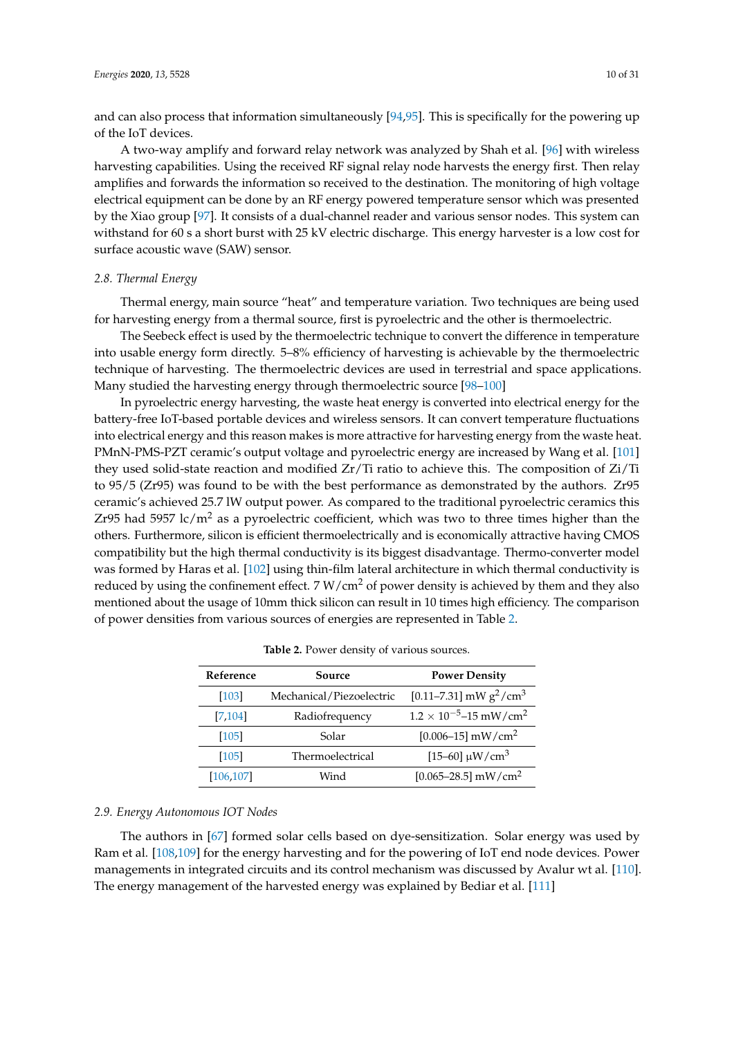and can also process that information simultaneously [94,95]. This is specifically for the powering up of the IoT devices.

A two-way amplify and forward relay network was analyzed by Shah et al. [96] with wireless harvesting capabilities. Using the received RF signal relay node harvests the energy first. Then relay amplifies and forwards the information so received to the destination. The monitoring of high voltage electrical equipment can be done by an RF energy powered temperature sensor which was presented by the Xiao group [97]. It consists of a dual-channel reader and various sensor nodes. This system can withstand for 60 s a short burst with 25 kV electric discharge. This energy harvester is a low cost for surface acoustic wave (SAW) sensor.

### 2.8. Thermal Energy

Thermal energy, main source "heat" and temperature variation. Two techniques are being used for harvesting energy from a thermal source, first is pyroelectric and the other is thermoelectric.

The Seebeck effect is used by the thermoelectric technique to convert the difference in temperature into usable energy form directly. 5–8% efficiency of harvesting is achievable by the thermoelectric technique of harvesting. The thermoelectric devices are used in terrestrial and space applications. Many studied the harvesting energy through thermoelectric source [98–100]

In pyroelectric energy harvesting, the waste heat energy is converted into electrical energy for the battery-free IoT-based portable devices and wireless sensors. It can convert temperature fluctuations into electrical energy and this reason makes is more attractive for harvesting energy from the waste heat. PMnN-PMS-PZT ceramic's output voltage and pyroelectric energy are increased by Wang et al. [101] they used solid-state reaction and modified Zr/Ti ratio to achieve this. The composition of Zi/Ti to 95/5 (Zr95) was found to be with the best performance as demonstrated by the authors. Zr95 ceramic's achieved 25.7 lW output power. As compared to the traditional pyroelectric ceramics this Zr95 had 5957 lc/m$^2$ as a pyroelectric coefficient, which was two to three times higher than the others. Furthermore, silicon is efficient thermoelectrically and is economically attractive having CMOS compatibility but the high thermal conductivity is its biggest disadvantage. Thermo-converter model was formed by Haras et al. [102] using thin-film lateral architecture in which thermal conductivity is reduced by using the confinement effect. 7 W/cm$^2$ of power density is achieved by them and they also mentioned about the usage of 10mm thick silicon can result in 10 times high efficiency. The comparison of power densities from various sources of energies are represented in Table 2.

**Table 2.** Power density of various sources.

| Reference | Source | Power Density |
|---|---|---|
| [103] | Mechanical/Piezoelectric | [0.11–7.31] mW g$^2$/cm$^3$ |
| [7,104] | Radiofrequency | $1.2 \times 10^{-5}$–15 mW/cm$^2$ |
| [105] | Solar | [0.006–15] mW/cm$^2$ |
| [105] | Thermoelectrical | [15–60] μW/cm$^3$ |
| [106,107] | Wind | [0.065–28.5] mW/cm$^2$ |

### 2.9. Energy Autonomous IOT Nodes

The authors in [67] formed solar cells based on dye-sensitization. Solar energy was used by Ram et al. [108,109] for the energy harvesting and for the powering of IoT end node devices. Power managements in integrated circuits and its control mechanism was discussed by Avalur wt al. [110]. The energy management of the harvested energy was explained by Bediar et al. [111]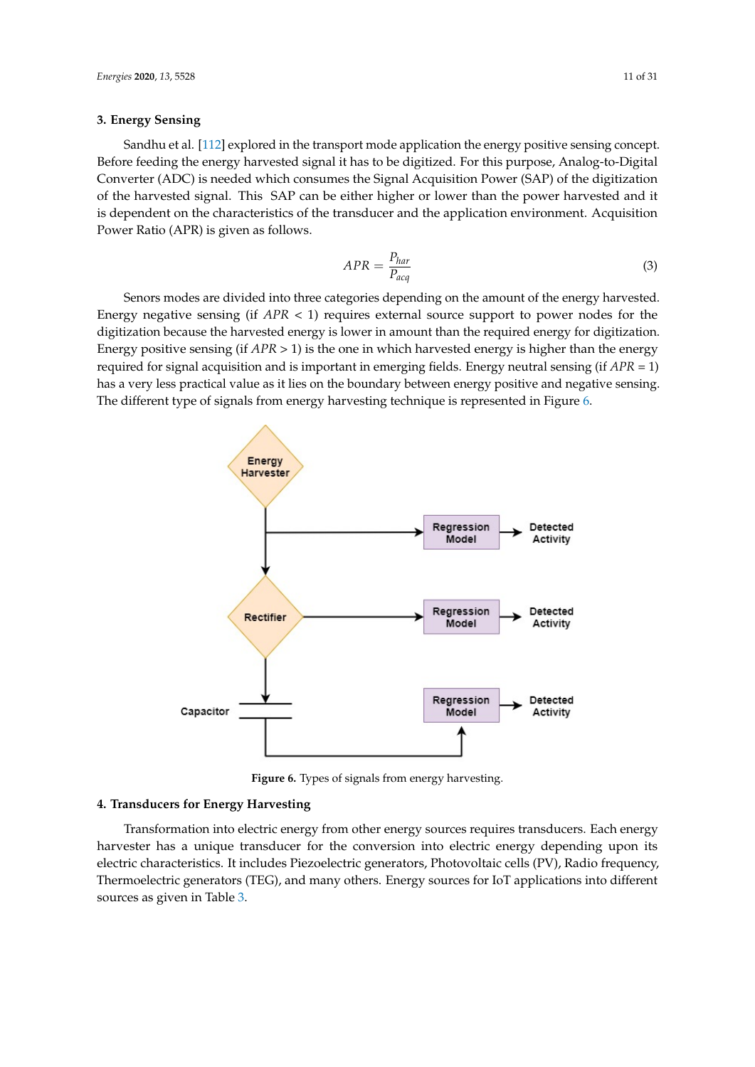## 3. Energy Sensing

Sandhu et al. [112] explored in the transport mode application the energy positive sensing concept. Before feeding the energy harvested signal it has to be digitized. For this purpose, Analog-to-Digital Converter (ADC) is needed which consumes the Signal Acquisition Power (SAP) of the digitization of the harvested signal. This SAP can be either higher or lower than the power harvested and it is dependent on the characteristics of the transducer and the application environment. Acquisition Power Ratio (APR) is given as follows.

$$APR = \frac{P_{har}}{P_{acq}} \tag{3}$$

Senors modes are divided into three categories depending on the amount of the energy harvested. Energy negative sensing (if $APR < 1$) requires external source support to power nodes for the digitization because the harvested energy is lower in amount than the required energy for digitization. Energy positive sensing (if $APR > 1$) is the one in which harvested energy is higher than the energy required for signal acquisition and is important in emerging fields. Energy neutral sensing (if $APR = 1$) has a very less practical value as it lies on the boundary between energy positive and negative sensing. The different type of signals from energy harvesting technique is represented in Figure 6.

Energy Harvester

Regression Model → Detected Activity

Rectifier

Regression Model → Detected Activity

Capacitor

Regression Model → Detected Activity

**Figure 6.** Types of signals from energy harvesting.

## 4. Transducers for Energy Harvesting

Transformation into electric energy from other energy sources requires transducers. Each energy harvester has a unique transducer for the conversion into electric energy depending upon its electric characteristics. It includes Piezoelectric generators, Photovoltaic cells (PV), Radio frequency, Thermoelectric generators (TEG), and many others. Energy sources for IoT applications into different sources as given in Table 3.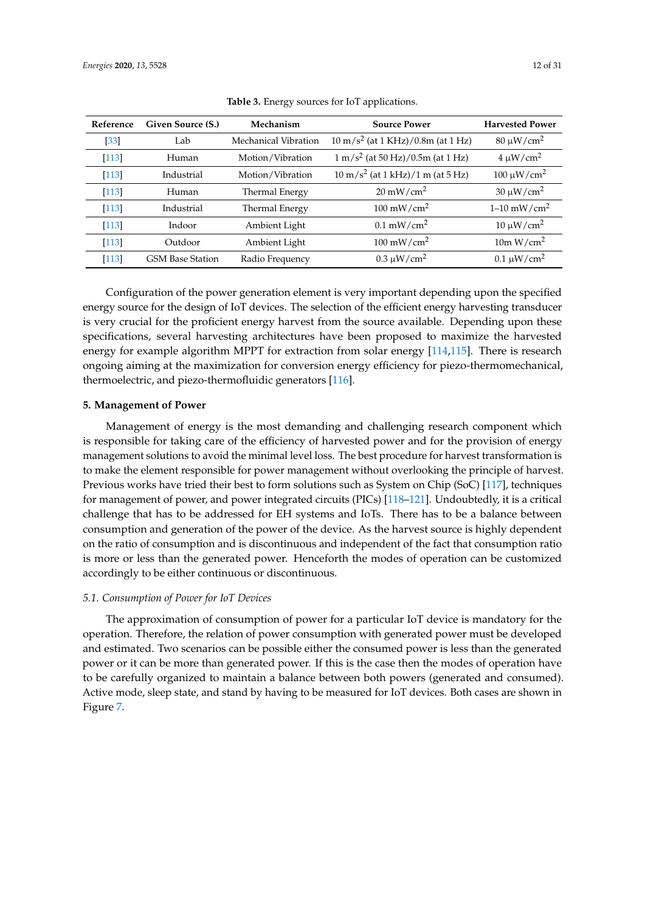**Table 3.** Energy sources for IoT applications.

| Reference | Given Source (S.) | Mechanism | Source Power | Harvested Power |
|---|---|---|---|---|
| [33] | Lab | Mechanical Vibration | 10 $m/s^2$ (at 1 KHz)/0.8m (at 1 Hz) | 80 $\mu W/cm^2$ |
| [113] | Human | Motion/Vibration | 1 $m/s^2$ (at 50 Hz)/0.5m (at 1 Hz) | 4 $\mu W/cm^2$ |
| [113] | Industrial | Motion/Vibration | 10 $m/s^2$ (at 1 kHz)/1 m (at 5 Hz) | 100 $\mu W/cm^2$ |
| [113] | Human | Thermal Energy | 20 $mW/cm^2$ | 30 $\mu W/cm^2$ |
| [113] | Industrial | Thermal Energy | 100 $mW/cm^2$ | 1–10 $mW/cm^2$ |
| [113] | Indoor | Ambient Light | 0.1 $mW/cm^2$ | 10 $\mu W/cm^2$ |
| [113] | Outdoor | Ambient Light | 100 $mW/cm^2$ | 10m $W/cm^2$ |
| [113] | GSM Base Station | Radio Frequency | 0.3 $\mu W/cm^2$ | 0.1 $\mu W/cm^2$ |

Configuration of the power generation element is very important depending upon the specified energy source for the design of IoT devices. The selection of the efficient energy harvesting transducer is very crucial for the proficient energy harvest from the source available. Depending upon these specifications, several harvesting architectures have been proposed to maximize the harvested energy for example algorithm MPPT for extraction from solar energy [114,115]. There is research ongoing aiming at the maximization for conversion energy efficiency for piezo-thermomechanical, thermoelectric, and piezo-thermofluidic generators [116].

## 5. Management of Power

Management of energy is the most demanding and challenging research component which is responsible for taking care of the efficiency of harvested power and for the provision of energy management solutions to avoid the minimal level loss. The best procedure for harvest transformation is to make the element responsible for power management without overlooking the principle of harvest. Previous works have tried their best to form solutions such as System on Chip (SoC) [117], techniques for management of power, and power integrated circuits (PICs) [118–121]. Undoubtedly, it is a critical challenge that has to be addressed for EH systems and IoTs. There has to be a balance between consumption and generation of the power of the device. As the harvest source is highly dependent on the ratio of consumption and is discontinuous and independent of the fact that consumption ratio is more or less than the generated power. Henceforth the modes of operation can be customized accordingly to be either continuous or discontinuous.

### 5.1. Consumption of Power for IoT Devices

The approximation of consumption of power for a particular IoT device is mandatory for the operation. Therefore, the relation of power consumption with generated power must be developed and estimated. Two scenarios can be possible either the consumed power is less than the generated power or it can be more than generated power. If this is the case then the modes of operation have to be carefully organized to maintain a balance between both powers (generated and consumed). Active mode, sleep state, and stand by having to be measured for IoT devices. Both cases are shown in Figure 7.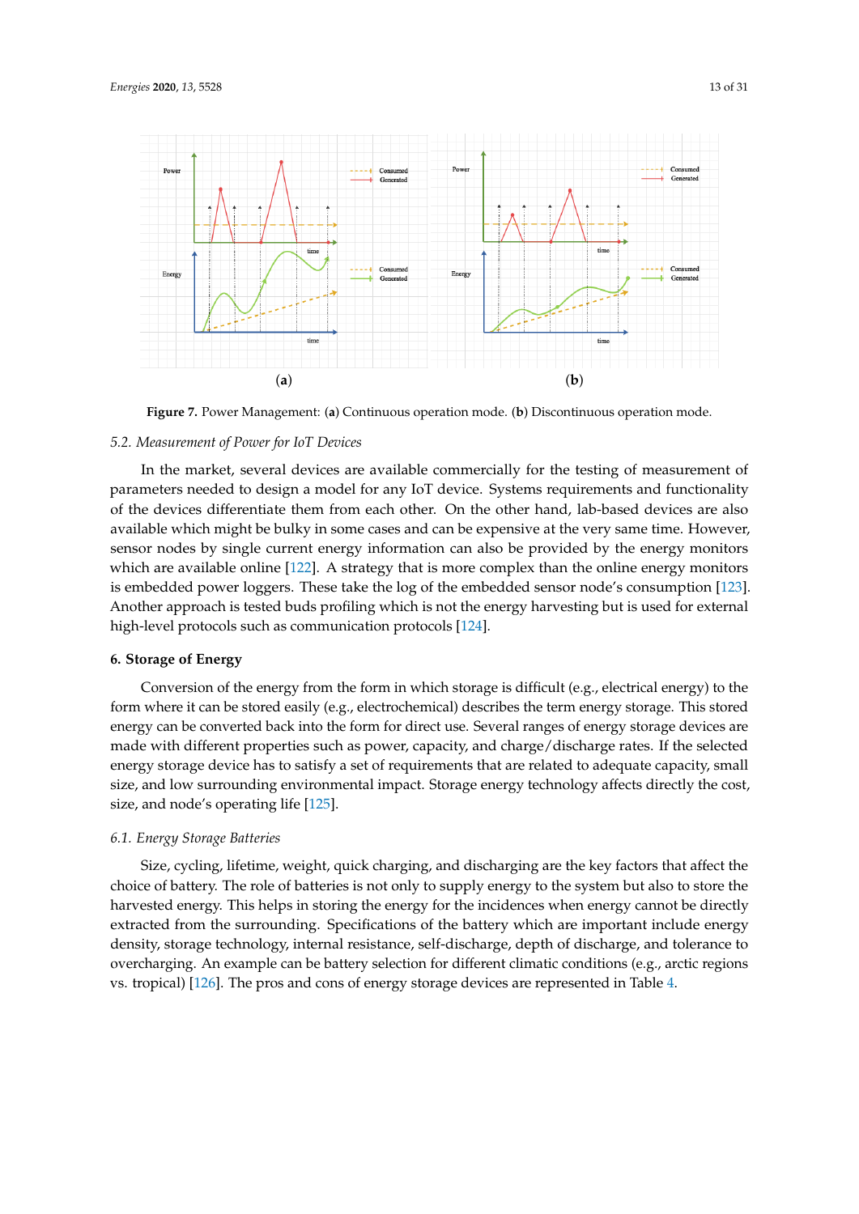Power

Consumed

Generated

time

Energy

Consumed

Generated

time

(a)

Power

Consumed

Generated

time

Energy

Consumed

Generated

time

(b)

**Figure 7.** Power Management: (**a**) Continuous operation mode. (**b**) Discontinuous operation mode.

### 5.2. Measurement of Power for IoT Devices

In the market, several devices are available commercially for the testing of measurement of parameters needed to design a model for any IoT device. Systems requirements and functionality of the devices differentiate them from each other. On the other hand, lab-based devices are also available which might be bulky in some cases and can be expensive at the very same time. However, sensor nodes by single current energy information can also be provided by the energy monitors which are available online [122]. A strategy that is more complex than the online energy monitors is embedded power loggers. These take the log of the embedded sensor node's consumption [123]. Another approach is tested buds profiling which is not the energy harvesting but is used for external high-level protocols such as communication protocols [124].

## 6. Storage of Energy

Conversion of the energy from the form in which storage is difficult (e.g., electrical energy) to the form where it can be stored easily (e.g., electrochemical) describes the term energy storage. This stored energy can be converted back into the form for direct use. Several ranges of energy storage devices are made with different properties such as power, capacity, and charge/discharge rates. If the selected energy storage device has to satisfy a set of requirements that are related to adequate capacity, small size, and low surrounding environmental impact. Storage energy technology affects directly the cost, size, and node's operating life [125].

### 6.1. Energy Storage Batteries

Size, cycling, lifetime, weight, quick charging, and discharging are the key factors that affect the choice of battery. The role of batteries is not only to supply energy to the system but also to store the harvested energy. This helps in storing the energy for the incidences when energy cannot be directly extracted from the surrounding. Specifications of the battery which are important include energy density, storage technology, internal resistance, self-discharge, depth of discharge, and tolerance to overcharging. An example can be battery selection for different climatic conditions (e.g., arctic regions vs. tropical) [126]. The pros and cons of energy storage devices are represented in Table 4.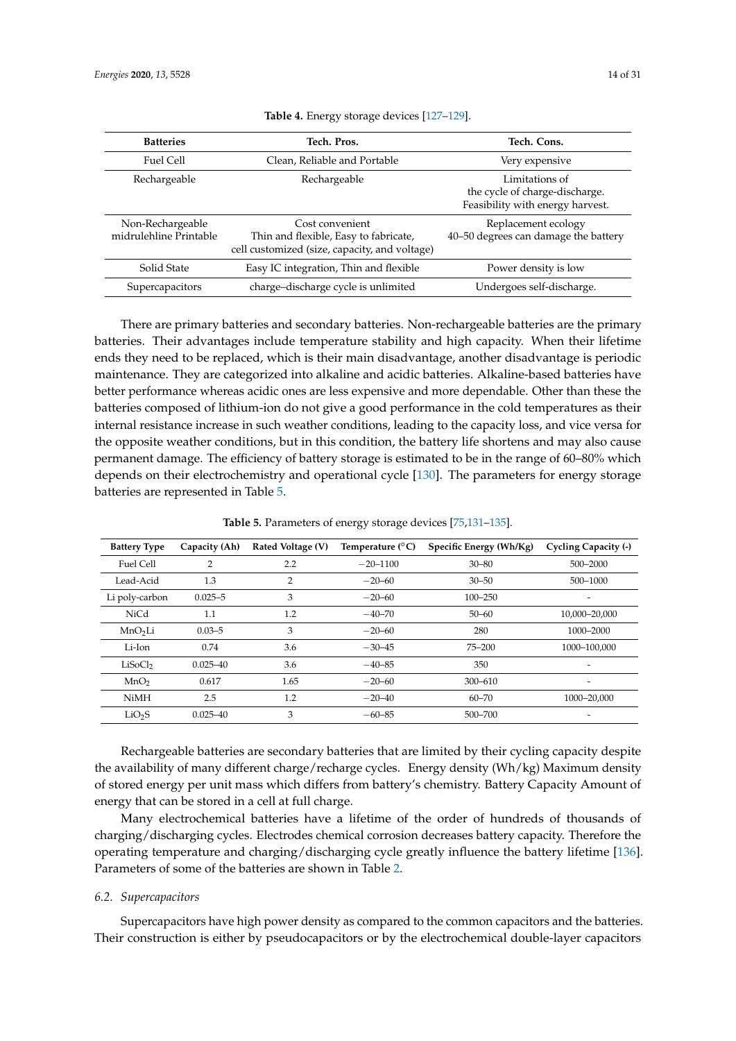**Table 4.** Energy storage devices [127–129].

| Batteries | Tech. Pros. | Tech. Cons. |
|---|---|---|
| Fuel Cell | Clean, Reliable and Portable | Very expensive |
| Rechargeable | Rechargeable | Limitations of the cycle of charge-discharge. Feasibility with energy harvest. |
| Non-Rechargeable midrulehline Printable | Cost convenient Thin and flexible, Easy to fabricate, cell customized (size, capacity, and voltage) | Replacement ecology 40–50 degrees can damage the battery |
| Solid State | Easy IC integration, Thin and flexible | Power density is low |
| Supercapacitors | charge–discharge cycle is unlimited | Undergoes self-discharge. |

There are primary batteries and secondary batteries. Non-rechargeable batteries are the primary batteries. Their advantages include temperature stability and high capacity. When their lifetime ends they need to be replaced, which is their main disadvantage, another disadvantage is periodic maintenance. They are categorized into alkaline and acidic batteries. Alkaline-based batteries have better performance whereas acidic ones are less expensive and more dependable. Other than these the batteries composed of lithium-ion do not give a good performance in the cold temperatures as their internal resistance increase in such weather conditions, leading to the capacity loss, and vice versa for the opposite weather conditions, but in this condition, the battery life shortens and may also cause permanent damage. The efficiency of battery storage is estimated to be in the range of 60–80% which depends on their electrochemistry and operational cycle [130]. The parameters for energy storage batteries are represented in Table 5.

**Table 5.** Parameters of energy storage devices [75,131–135].

| Battery Type | Capacity (Ah) | Rated Voltage (V) | Temperature (°C) | Specific Energy (Wh/Kg) | Cycling Capacity (-) |
|---|---|---|---|---|---|
| Fuel Cell | 2 | 2.2 | −20–1100 | 30–80 | 500–2000 |
| Lead-Acid | 1.3 | 2 | −20–60 | 30–50 | 500–1000 |
| Li poly-carbon | 0.025–5 | 3 | −20–60 | 100–250 | - |
| NiCd | 1.1 | 1.2 | −40–70 | 50–60 | 10,000–20,000 |
| $MnO_2Li$ | 0.03–5 | 3 | −20–60 | 280 | 1000–2000 |
| Li-Ion | 0.74 | 3.6 | −30–45 | 75–200 | 1000–100,000 |
| $LiSoCl_2$ | 0.025–40 | 3.6 | −40–85 | 350 | - |
| $MnO_2$ | 0.617 | 1.65 | −20–60 | 300–610 | - |
| NiMH | 2.5 | 1.2 | −20–40 | 60–70 | 1000–20,000 |
| $LiO_2S$ | 0.025–40 | 3 | −60–85 | 500–700 | - |

Rechargeable batteries are secondary batteries that are limited by their cycling capacity despite the availability of many different charge/recharge cycles. Energy density (Wh/kg) Maximum density of stored energy per unit mass which differs from battery's chemistry. Battery Capacity Amount of energy that can be stored in a cell at full charge.

Many electrochemical batteries have a lifetime of the order of hundreds of thousands of charging/discharging cycles. Electrodes chemical corrosion decreases battery capacity. Therefore the operating temperature and charging/discharging cycle greatly influence the battery lifetime [136]. Parameters of some of the batteries are shown in Table 2.

### 6.2. *Supercapacitors*

Supercapacitors have high power density as compared to the common capacitors and the batteries. Their construction is either by pseudocapacitors or by the electrochemical double-layer capacitors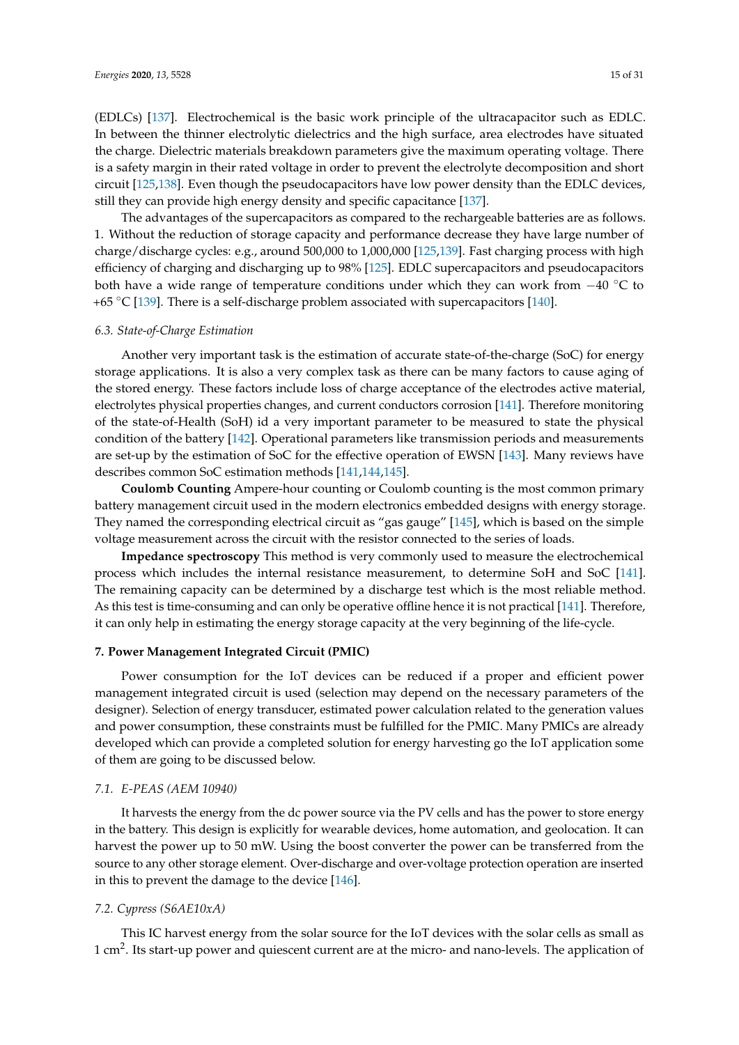(EDLCs) [137]. Electrochemical is the basic work principle of the ultracapacitor such as EDLC. In between the thinner electrolytic dielectrics and the high surface, area electrodes have situated the charge. Dielectric materials breakdown parameters give the maximum operating voltage. There is a safety margin in their rated voltage in order to prevent the electrolyte decomposition and short circuit [125,138]. Even though the pseudocapacitors have low power density than the EDLC devices, still they can provide high energy density and specific capacitance [137].

The advantages of the supercapacitors as compared to the rechargeable batteries are as follows. 1. Without the reduction of storage capacity and performance decrease they have large number of charge/discharge cycles: e.g., around 500,000 to 1,000,000 [125,139]. Fast charging process with high efficiency of charging and discharging up to 98% [125]. EDLC supercapacitors and pseudocapacitors both have a wide range of temperature conditions under which they can work from −40 °C to +65 °C [139]. There is a self-discharge problem associated with supercapacitors [140].

### 6.3. State-of-Charge Estimation

Another very important task is the estimation of accurate state-of-the-charge (SoC) for energy storage applications. It is also a very complex task as there can be many factors to cause aging of the stored energy. These factors include loss of charge acceptance of the electrodes active material, electrolytes physical properties changes, and current conductors corrosion [141]. Therefore monitoring of the state-of-Health (SoH) id a very important parameter to be measured to state the physical condition of the battery [142]. Operational parameters like transmission periods and measurements are set-up by the estimation of SoC for the effective operation of EWSN [143]. Many reviews have describes common SoC estimation methods [141,144,145].

**Coulomb Counting** Ampere-hour counting or Coulomb counting is the most common primary battery management circuit used in the modern electronics embedded designs with energy storage. They named the corresponding electrical circuit as "gas gauge" [145], which is based on the simple voltage measurement across the circuit with the resistor connected to the series of loads.

**Impedance spectroscopy** This method is very commonly used to measure the electrochemical process which includes the internal resistance measurement, to determine SoH and SoC [141]. The remaining capacity can be determined by a discharge test which is the most reliable method. As this test is time-consuming and can only be operative offline hence it is not practical [141]. Therefore, it can only help in estimating the energy storage capacity at the very beginning of the life-cycle.

## 7. Power Management Integrated Circuit (PMIC)

Power consumption for the IoT devices can be reduced if a proper and efficient power management integrated circuit is used (selection may depend on the necessary parameters of the designer). Selection of energy transducer, estimated power calculation related to the generation values and power consumption, these constraints must be fulfilled for the PMIC. Many PMICs are already developed which can provide a completed solution for energy harvesting go the IoT application some of them are going to be discussed below.

### 7.1. E-PEAS (AEM 10940)

It harvests the energy from the dc power source via the PV cells and has the power to store energy in the battery. This design is explicitly for wearable devices, home automation, and geolocation. It can harvest the power up to 50 mW. Using the boost converter the power can be transferred from the source to any other storage element. Over-discharge and over-voltage protection operation are inserted in this to prevent the damage to the device [146].

### 7.2. Cypress (S6AE10xA)

This IC harvest energy from the solar source for the IoT devices with the solar cells as small as 1 $cm^2$. Its start-up power and quiescent current are at the micro- and nano-levels. The application of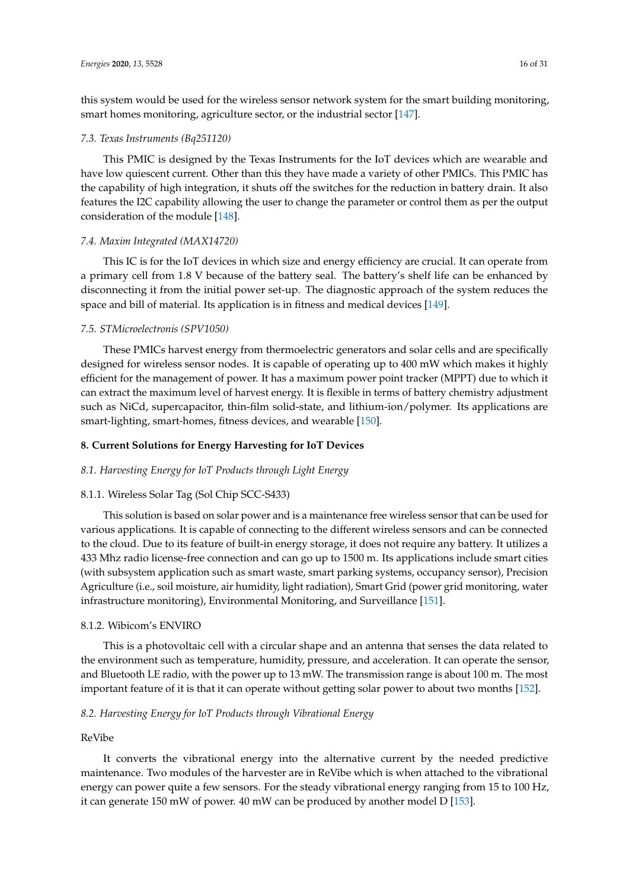this system would be used for the wireless sensor network system for the smart building monitoring, smart homes monitoring, agriculture sector, or the industrial sector [147].

### *7.3. Texas Instruments (Bq251120)*

This PMIC is designed by the Texas Instruments for the IoT devices which are wearable and have low quiescent current. Other than this they have made a variety of other PMICs. This PMIC has the capability of high integration, it shuts off the switches for the reduction in battery drain. It also features the I2C capability allowing the user to change the parameter or control them as per the output consideration of the module [148].

### *7.4. Maxim Integrated (MAX14720)*

This IC is for the IoT devices in which size and energy efficiency are crucial. It can operate from a primary cell from 1.8 V because of the battery seal. The battery's shelf life can be enhanced by disconnecting it from the initial power set-up. The diagnostic approach of the system reduces the space and bill of material. Its application is in fitness and medical devices [149].

### *7.5. STMicroelectronis (SPV1050)*

These PMICs harvest energy from thermoelectric generators and solar cells and are specifically designed for wireless sensor nodes. It is capable of operating up to 400 mW which makes it highly efficient for the management of power. It has a maximum power point tracker (MPPT) due to which it can extract the maximum level of harvest energy. It is flexible in terms of battery chemistry adjustment such as NiCd, supercapacitor, thin-film solid-state, and lithium-ion/polymer. Its applications are smart-lighting, smart-homes, fitness devices, and wearable [150].

## **8. Current Solutions for Energy Harvesting for IoT Devices**

### *8.1. Harvesting Energy for IoT Products through Light Energy*

#### 8.1.1. Wireless Solar Tag (Sol Chip SCC-S433)

This solution is based on solar power and is a maintenance free wireless sensor that can be used for various applications. It is capable of connecting to the different wireless sensors and can be connected to the cloud. Due to its feature of built-in energy storage, it does not require any battery. It utilizes a 433 Mhz radio license-free connection and can go up to 1500 m. Its applications include smart cities (with subsystem application such as smart waste, smart parking systems, occupancy sensor), Precision Agriculture (i.e., soil moisture, air humidity, light radiation), Smart Grid (power grid monitoring, water infrastructure monitoring), Environmental Monitoring, and Surveillance [151].

#### 8.1.2. Wibicom's ENVIRO

This is a photovoltaic cell with a circular shape and an antenna that senses the data related to the environment such as temperature, humidity, pressure, and acceleration. It can operate the sensor, and Bluetooth LE radio, with the power up to 13 mW. The transmission range is about 100 m. The most important feature of it is that it can operate without getting solar power to about two months [152].

### *8.2. Harvesting Energy for IoT Products through Vibrational Energy*

#### ReVibe

It converts the vibrational energy into the alternative current by the needed predictive maintenance. Two modules of the harvester are in ReVibe which is when attached to the vibrational energy can power quite a few sensors. For the steady vibrational energy ranging from 15 to 100 Hz, it can generate 150 mW of power. 40 mW can be produced by another model D [153].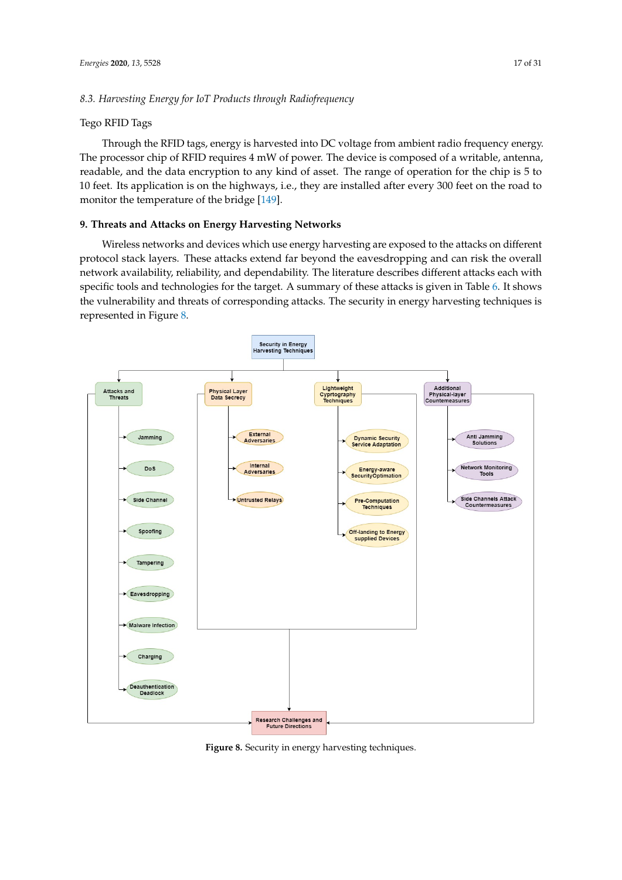### 8.3. *Harvesting Energy for IoT Products through Radiofrequency*

Tego RFID Tags

Through the RFID tags, energy is harvested into DC voltage from ambient radio frequency energy. The processor chip of RFID requires 4 mW of power. The device is composed of a writable, antenna, readable, and the data encryption to any kind of asset. The range of operation for the chip is 5 to 10 feet. Its application is on the highways, i.e., they are installed after every 300 feet on the road to monitor the temperature of the bridge [149].

## 9. Threats and Attacks on Energy Harvesting Networks

Wireless networks and devices which use energy harvesting are exposed to the attacks on different protocol stack layers. These attacks extend far beyond the eavesdropping and can risk the overall network availability, reliability, and dependability. The literature describes different attacks each with specific tools and technologies for the target. A summary of these attacks is given in Table 6. It shows the vulnerability and threats of corresponding attacks. The security in energy harvesting techniques is represented in Figure 8.

**Figure 8.** Security in energy harvesting techniques.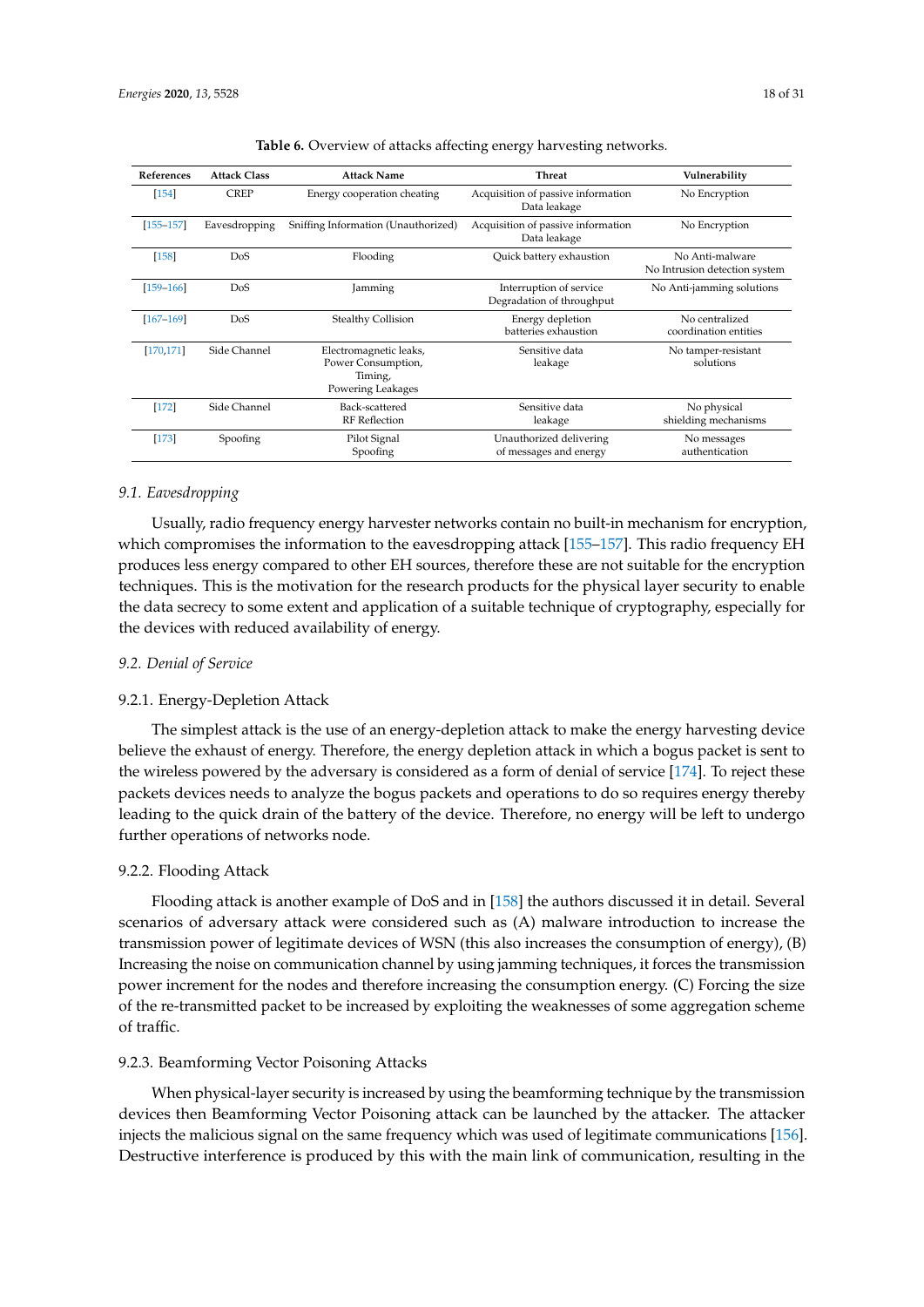**Table 6.** Overview of attacks affecting energy harvesting networks.

| References | Attack Class | Attack Name | Threat | Vulnerability |
|---|---|---|---|---|
| [154] | CREP | Energy cooperation cheating | Acquisition of passive information Data leakage | No Encryption |
| [155–157] | Eavesdropping | Sniffing Information (Unauthorized) | Acquisition of passive information Data leakage | No Encryption |
| [158] | DoS | Flooding | Quick battery exhaustion | No Anti-malware No Intrusion detection system |
| [159–166] | DoS | Jamming | Interruption of service Degradation of throughput | No Anti-jamming solutions |
| [167–169] | DoS | Stealthy Collision | Energy depletion batteries exhaustion | No centralized coordination entities |
| [170,171] | Side Channel | Electromagnetic leaks, Power Consumption, Timing, Powering Leakages | Sensitive data leakage | No tamper-resistant solutions |
| [172] | Side Channel | Back-scattered RF Reflection | Sensitive data leakage | No physical shielding mechanisms |
| [173] | Spoofing | Pilot Signal Spoofing | Unauthorized delivering of messages and energy | No messages authentication |

### *9.1. Eavesdropping*

Usually, radio frequency energy harvester networks contain no built-in mechanism for encryption, which compromises the information to the eavesdropping attack [155–157]. This radio frequency EH produces less energy compared to other EH sources, therefore these are not suitable for the encryption techniques. This is the motivation for the research products for the physical layer security to enable the data secrecy to some extent and application of a suitable technique of cryptography, especially for the devices with reduced availability of energy.

### *9.2. Denial of Service*

#### 9.2.1. Energy-Depletion Attack

The simplest attack is the use of an energy-depletion attack to make the energy harvesting device believe the exhaust of energy. Therefore, the energy depletion attack in which a bogus packet is sent to the wireless powered by the adversary is considered as a form of denial of service [174]. To reject these packets devices needs to analyze the bogus packets and operations to do so requires energy thereby leading to the quick drain of the battery of the device. Therefore, no energy will be left to undergo further operations of networks node.

#### 9.2.2. Flooding Attack

Flooding attack is another example of DoS and in [158] the authors discussed it in detail. Several scenarios of adversary attack were considered such as (A) malware introduction to increase the transmission power of legitimate devices of WSN (this also increases the consumption of energy), (B) Increasing the noise on communication channel by using jamming techniques, it forces the transmission power increment for the nodes and therefore increasing the consumption energy. (C) Forcing the size of the re-transmitted packet to be increased by exploiting the weaknesses of some aggregation scheme of traffic.

#### 9.2.3. Beamforming Vector Poisoning Attacks

When physical-layer security is increased by using the beamforming technique by the transmission devices then Beamforming Vector Poisoning attack can be launched by the attacker. The attacker injects the malicious signal on the same frequency which was used of legitimate communications [156]. Destructive interference is produced by this with the main link of communication, resulting in the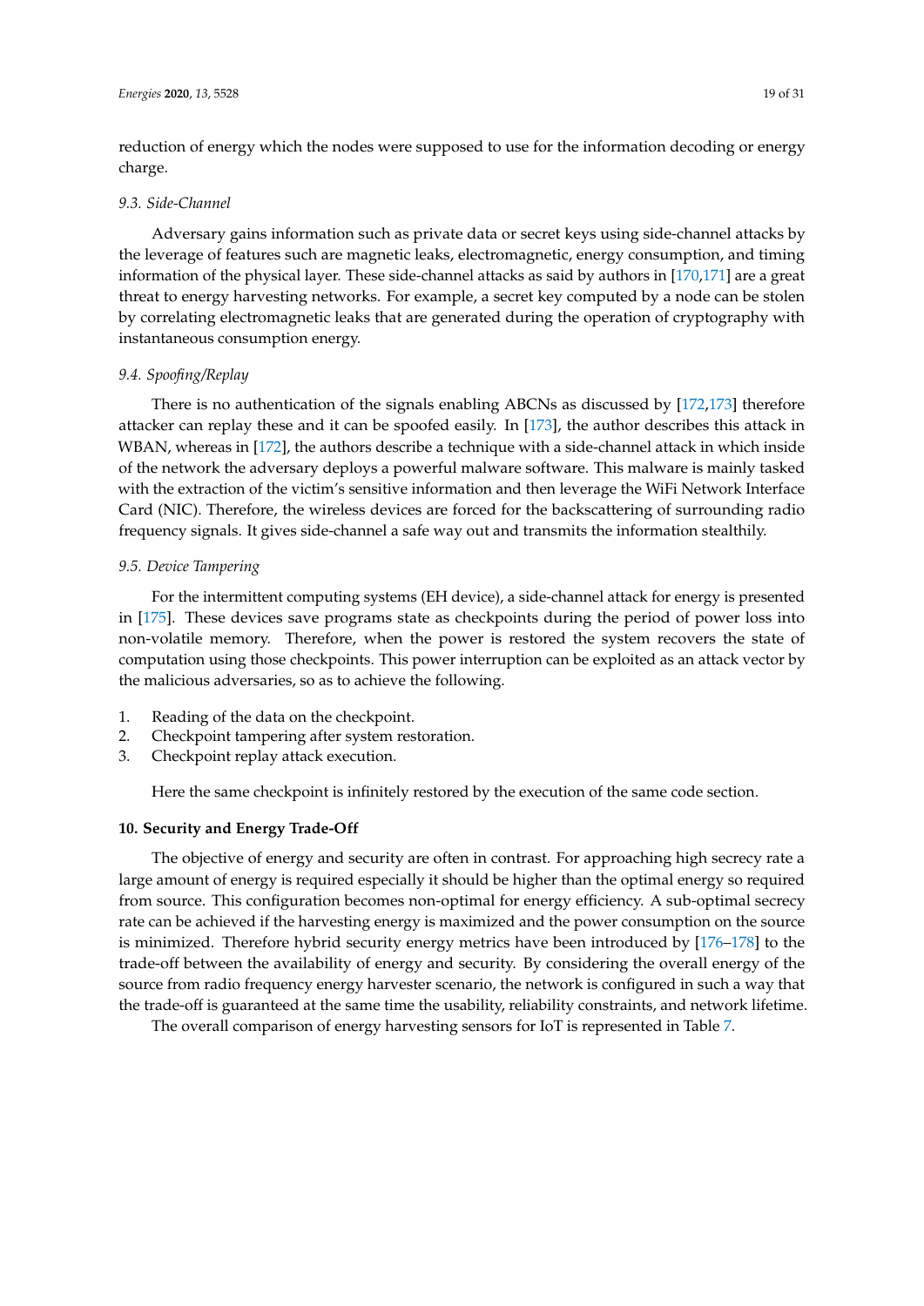reduction of energy which the nodes were supposed to use for the information decoding or energy charge.

### 9.3. Side-Channel

Adversary gains information such as private data or secret keys using side-channel attacks by the leverage of features such are magnetic leaks, electromagnetic, energy consumption, and timing information of the physical layer. These side-channel attacks as said by authors in [170,171] are a great threat to energy harvesting networks. For example, a secret key computed by a node can be stolen by correlating electromagnetic leaks that are generated during the operation of cryptography with instantaneous consumption energy.

### 9.4. Spoofing/Replay

There is no authentication of the signals enabling ABCNs as discussed by [172,173] therefore attacker can replay these and it can be spoofed easily. In [173], the author describes this attack in WBAN, whereas in [172], the authors describe a technique with a side-channel attack in which inside of the network the adversary deploys a powerful malware software. This malware is mainly tasked with the extraction of the victim's sensitive information and then leverage the WiFi Network Interface Card (NIC). Therefore, the wireless devices are forced for the backscattering of surrounding radio frequency signals. It gives side-channel a safe way out and transmits the information stealthily.

### 9.5. Device Tampering

For the intermittent computing systems (EH device), a side-channel attack for energy is presented in [175]. These devices save programs state as checkpoints during the period of power loss into non-volatile memory. Therefore, when the power is restored the system recovers the state of computation using those checkpoints. This power interruption can be exploited as an attack vector by the malicious adversaries, so as to achieve the following.

1. Reading of the data on the checkpoint.
2. Checkpoint tampering after system restoration.
3. Checkpoint replay attack execution.

Here the same checkpoint is infinitely restored by the execution of the same code section.

## 10. Security and Energy Trade-Off

The objective of energy and security are often in contrast. For approaching high secrecy rate a large amount of energy is required especially it should be higher than the optimal energy so required from source. This configuration becomes non-optimal for energy efficiency. A sub-optimal secrecy rate can be achieved if the harvesting energy is maximized and the power consumption on the source is minimized. Therefore hybrid security energy metrics have been introduced by [176–178] to the trade-off between the availability of energy and security. By considering the overall energy of the source from radio frequency energy harvester scenario, the network is configured in such a way that the trade-off is guaranteed at the same time the usability, reliability constraints, and network lifetime.

The overall comparison of energy harvesting sensors for IoT is represented in Table 7.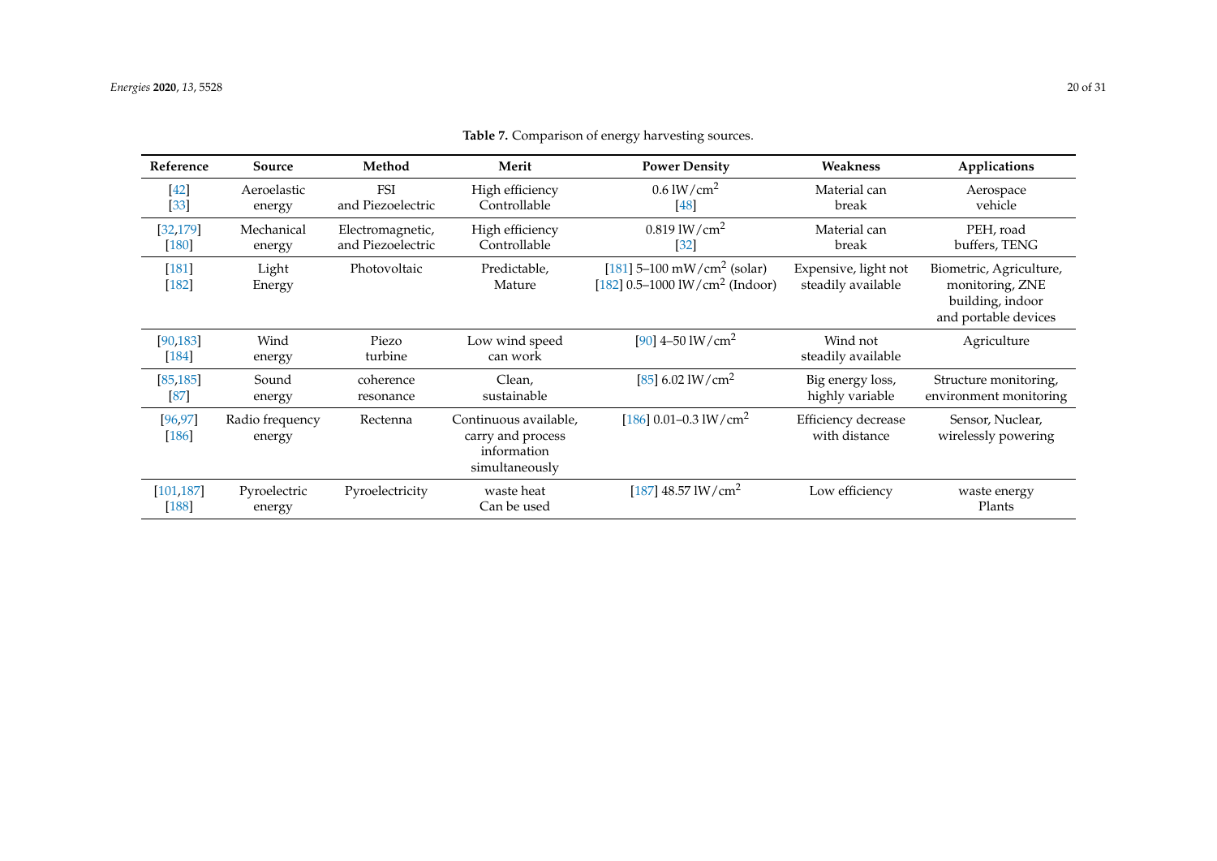**Table 7.** Comparison of energy harvesting sources.

| Reference | Source | Method | Merit | Power Density | Weakness | Applications |
|---|---|---|---|---|---|---|
| [42] [33] | Aeroelastic energy | FSI and Piezoelectric | High efficiency Controllable | 0.6 lW/cm$^2$ [48] | Material can break | Aerospace vehicle |
| [32,179] [180] | Mechanical energy | Electromagnetic, and Piezoelectric | High efficiency Controllable | 0.819 lW/cm$^2$ [32] | Material can break | PEH, road buffers, TENG |
| [181] [182] | Light Energy | Photovoltaic | Predictable, Mature | [181] 5–100 mW/cm$^2$ (solar) [182] 0.5–1000 lW/cm$^2$ (Indoor) | Expensive, light not steadily available | Biometric, Agriculture, monitoring, ZNE building, indoor and portable devices |
| [90,183] [184] | Wind energy | Piezo turbine | Low wind speed can work | [90] 4–50 lW/cm$^2$ | Wind not steadily available | Agriculture |
| [85,185] [87] | Sound energy | coherence resonance | Clean, sustainable | [85] 6.02 lW/cm$^2$ | Big energy loss, highly variable | Structure monitoring, environment monitoring |
| [96,97] [186] | Radio frequency energy | Rectenna | Continuous available, carry and process information simultaneously | [186] 0.01–0.3 lW/cm$^2$ | Efficiency decrease with distance | Sensor, Nuclear, wirelessly powering |
| [101,187] [188] | Pyroelectric energy | Pyroelectricity | waste heat Can be used | [187] 48.57 lW/cm$^2$ | Low efficiency | waste energy Plants |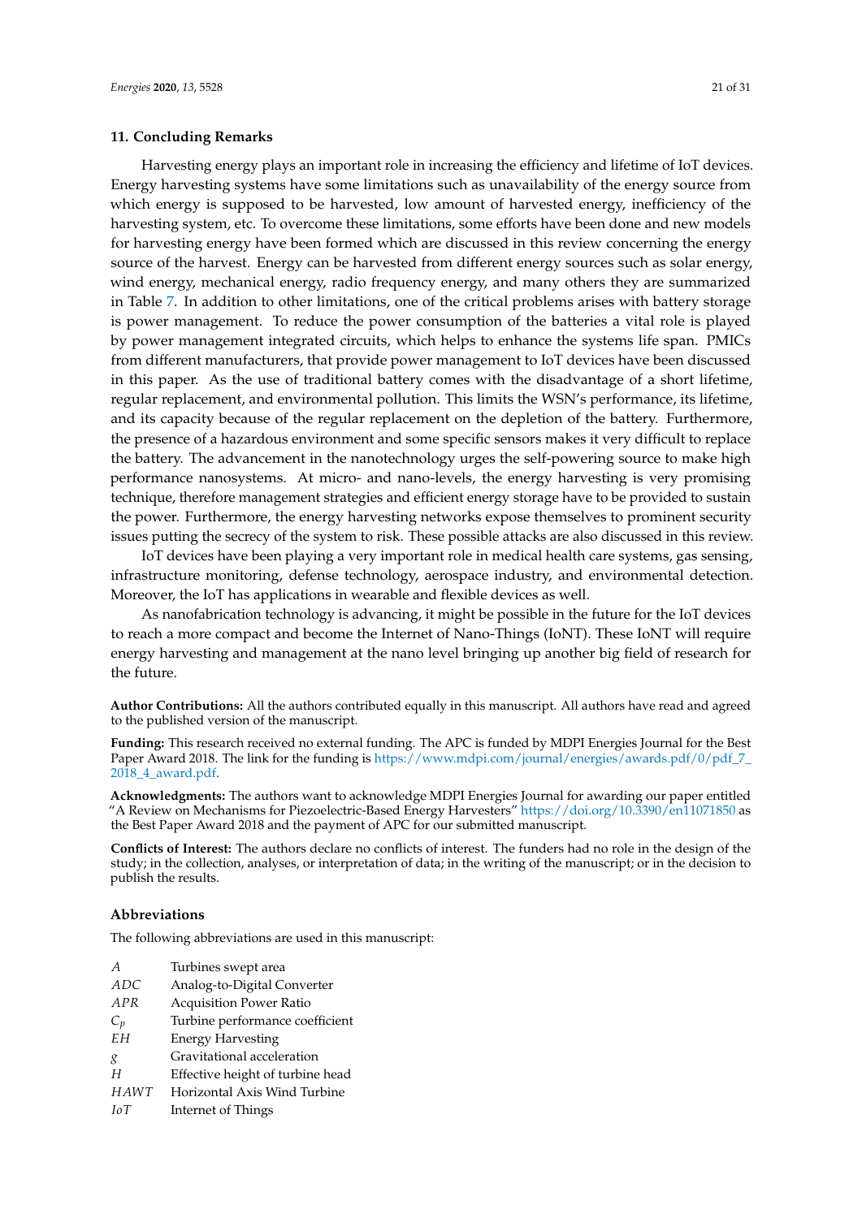## 11. Concluding Remarks

Harvesting energy plays an important role in increasing the efficiency and lifetime of IoT devices. Energy harvesting systems have some limitations such as unavailability of the energy source from which energy is supposed to be harvested, low amount of harvested energy, inefficiency of the harvesting system, etc. To overcome these limitations, some efforts have been done and new models for harvesting energy have been formed which are discussed in this review concerning the energy source of the harvest. Energy can be harvested from different energy sources such as solar energy, wind energy, mechanical energy, radio frequency energy, and many others they are summarized in Table 7. In addition to other limitations, one of the critical problems arises with battery storage is power management. To reduce the power consumption of the batteries a vital role is played by power management integrated circuits, which helps to enhance the systems life span. PMICs from different manufacturers, that provide power management to IoT devices have been discussed in this paper. As the use of traditional battery comes with the disadvantage of a short lifetime, regular replacement, and environmental pollution. This limits the WSN's performance, its lifetime, and its capacity because of the regular replacement on the depletion of the battery. Furthermore, the presence of a hazardous environment and some specific sensors makes it very difficult to replace the battery. The advancement in the nanotechnology urges the self-powering source to make high performance nanosystems. At micro- and nano-levels, the energy harvesting is very promising technique, therefore management strategies and efficient energy storage have to be provided to sustain the power. Furthermore, the energy harvesting networks expose themselves to prominent security issues putting the secrecy of the system to risk. These possible attacks are also discussed in this review.

IoT devices have been playing a very important role in medical health care systems, gas sensing, infrastructure monitoring, defense technology, aerospace industry, and environmental detection. Moreover, the IoT has applications in wearable and flexible devices as well.

As nanofabrication technology is advancing, it might be possible in the future for the IoT devices to reach a more compact and become the Internet of Nano-Things (IoNT). These IoNT will require energy harvesting and management at the nano level bringing up another big field of research for the future.

**Author Contributions:** All the authors contributed equally in this manuscript. All authors have read and agreed to the published version of the manuscript.

**Funding:** This research received no external funding. The APC is funded by MDPI Energies Journal for the Best Paper Award 2018. The link for the funding is https://www.mdpi.com/journal/energies/awards.pdf/0/pdf_7_2018_4_award.pdf.

**Acknowledgments:** The authors want to acknowledge MDPI Energies Journal for awarding our paper entitled "A Review on Mechanisms for Piezoelectric-Based Energy Harvesters" https://doi.org/10.3390/en11071850 as the Best Paper Award 2018 and the payment of APC for our submitted manuscript.

**Conflicts of Interest:** The authors declare no conflicts of interest. The funders had no role in the design of the study; in the collection, analyses, or interpretation of data; in the writing of the manuscript; or in the decision to publish the results.

## Abbreviations

The following abbreviations are used in this manuscript:

| | |
|---|---|
| $A$ | Turbines swept area |
| $ADC$ | Analog-to-Digital Converter |
| $APR$ | Acquisition Power Ratio |
| $C_p$ | Turbine performance coefficient |
| $EH$ | Energy Harvesting |
| $g$ | Gravitational acceleration |
| $H$ | Effective height of turbine head |
| $HAWT$ | Horizontal Axis Wind Turbine |
| $IoT$ | Internet of Things |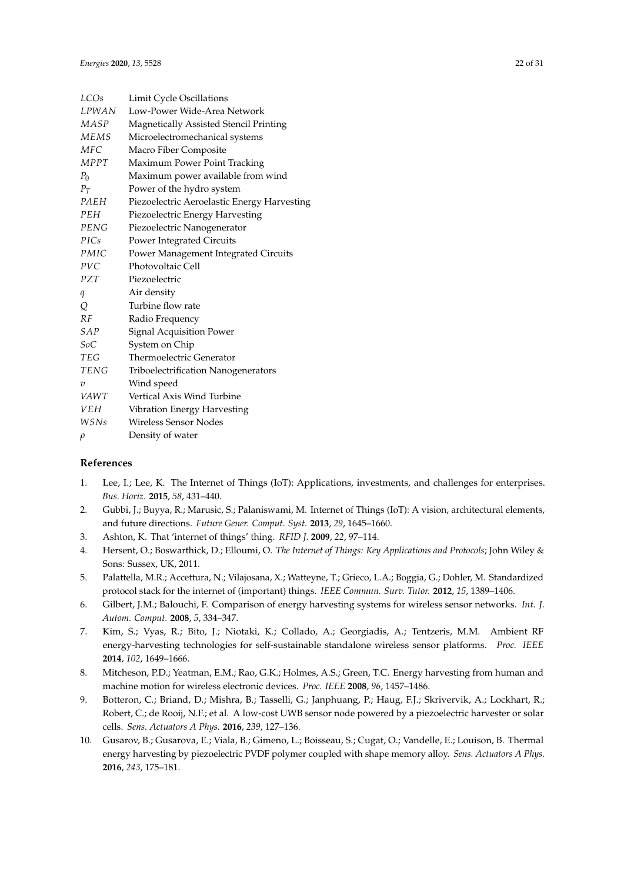| | |
|---|---|
| *LCOs* | Limit Cycle Oscillations |
| *LPWAN* | Low-Power Wide-Area Network |
| *MASP* | Magnetically Assisted Stencil Printing |
| *MEMS* | Microelectromechanical systems |
| *MFC* | Macro Fiber Composite |
| *MPPT* | Maximum Power Point Tracking |
| $P_0$ | Maximum power available from wind |
| $P_T$ | Power of the hydro system |
| *PAEH* | Piezoelectric Aeroelastic Energy Harvesting |
| *PEH* | Piezoelectric Energy Harvesting |
| *PENG* | Piezoelectric Nanogenerator |
| *PICs* | Power Integrated Circuits |
| *PMIC* | Power Management Integrated Circuits |
| *PVC* | Photovoltaic Cell |
| *PZT* | Piezoelectric |
| $q$ | Air density |
| $Q$ | Turbine flow rate |
| *RF* | Radio Frequency |
| *SAP* | Signal Acquisition Power |
| *SoC* | System on Chip |
| *TEG* | Thermoelectric Generator |
| *TENG* | Triboelectrification Nanogenerators |
| $v$ | Wind speed |
| *VAWT* | Vertical Axis Wind Turbine |
| *VEH* | Vibration Energy Harvesting |
| *WSNs* | Wireless Sensor Nodes |
| $\rho$ | Density of water |

## References

1. Lee, I.; Lee, K. The Internet of Things (IoT): Applications, investments, and challenges for enterprises. *Bus. Horiz.* **2015**, *58*, 431–440.
2. Gubbi, J.; Buyya, R.; Marusic, S.; Palaniswami, M. Internet of Things (IoT): A vision, architectural elements, and future directions. *Future Gener. Comput. Syst.* **2013**, *29*, 1645–1660.
3. Ashton, K. That 'internet of things' thing. *RFID J.* **2009**, *22*, 97–114.
4. Hersent, O.; Boswarthick, D.; Elloumi, O. *The Internet of Things: Key Applications and Protocols*; John Wiley & Sons: Sussex, UK, 2011.
5. Palattella, M.R.; Accettura, N.; Vilajosana, X.; Watteyne, T.; Grieco, L.A.; Boggia, G.; Dohler, M. Standardized protocol stack for the internet of (important) things. *IEEE Commun. Surv. Tutor.* **2012**, *15*, 1389–1406.
6. Gilbert, J.M.; Balouchi, F. Comparison of energy harvesting systems for wireless sensor networks. *Int. J. Autom. Comput.* **2008**, *5*, 334–347.
7. Kim, S.; Vyas, R.; Bito, J.; Niotaki, K.; Collado, A.; Georgiadis, A.; Tentzeris, M.M. Ambient RF energy-harvesting technologies for self-sustainable standalone wireless sensor platforms. *Proc. IEEE* **2014**, *102*, 1649–1666.
8. Mitcheson, P.D.; Yeatman, E.M.; Rao, G.K.; Holmes, A.S.; Green, T.C. Energy harvesting from human and machine motion for wireless electronic devices. *Proc. IEEE* **2008**, *96*, 1457–1486.
9. Botteron, C.; Briand, D.; Mishra, B.; Tasselli, G.; Janphuang, P.; Haug, F.J.; Skrivervik, A.; Lockhart, R.; Robert, C.; de Rooij, N.F.; et al. A low-cost UWB sensor node powered by a piezoelectric harvester or solar cells. *Sens. Actuators A Phys.* **2016**, *239*, 127–136.
10. Gusarov, B.; Gusarova, E.; Viala, B.; Gimeno, L.; Boisseau, S.; Cugat, O.; Vandelle, E.; Louison, B. Thermal energy harvesting by piezoelectric PVDF polymer coupled with shape memory alloy. *Sens. Actuators A Phys.* **2016**, *243*, 175–181.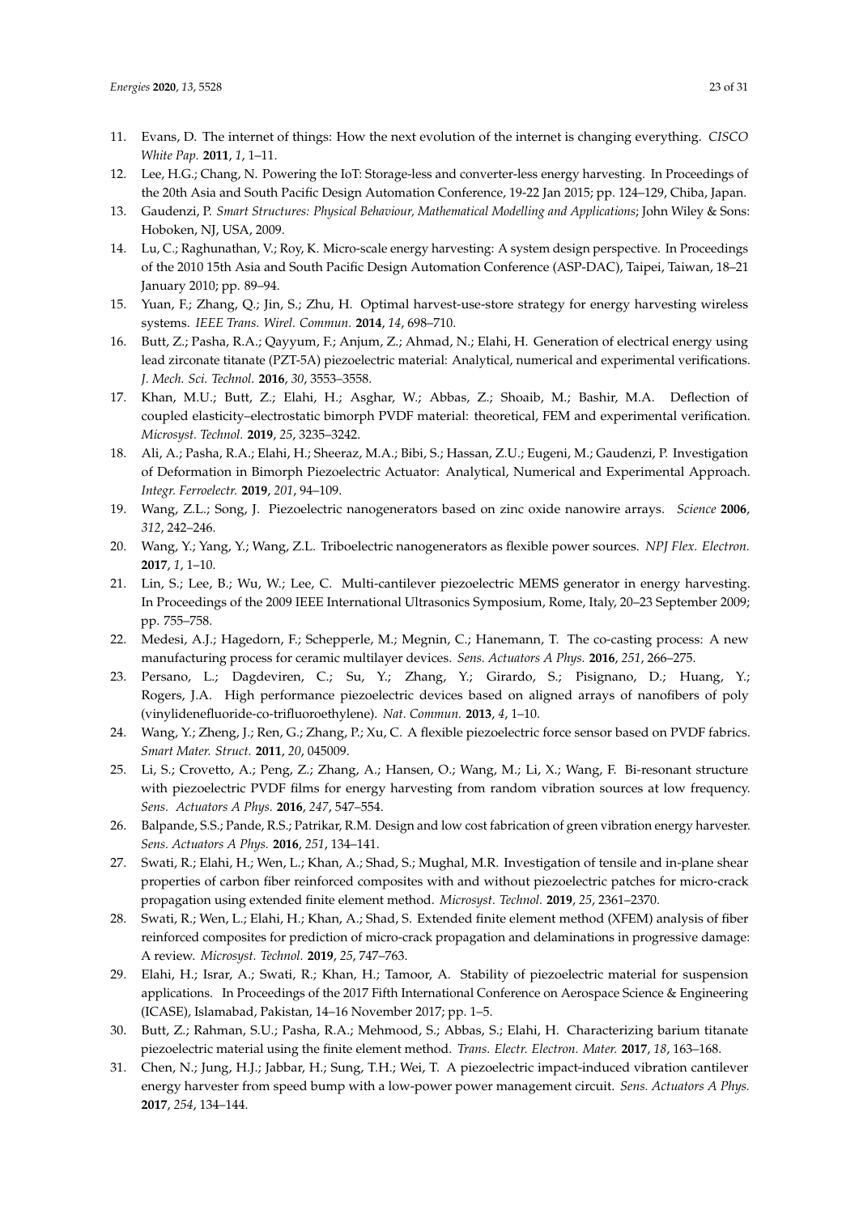11. Evans, D. The internet of things: How the next evolution of the internet is changing everything. *CISCO White Pap.* **2011**, *1*, 1–11.
12. Lee, H.G.; Chang, N. Powering the IoT: Storage-less and converter-less energy harvesting. In Proceedings of the 20th Asia and South Pacific Design Automation Conference, 19-22 Jan 2015; pp. 124–129, Chiba, Japan.
13. Gaudenzi, P. *Smart Structures: Physical Behaviour, Mathematical Modelling and Applications*; John Wiley & Sons: Hoboken, NJ, USA, 2009.
14. Lu, C.; Raghunathan, V.; Roy, K. Micro-scale energy harvesting: A system design perspective. In Proceedings of the 2010 15th Asia and South Pacific Design Automation Conference (ASP-DAC), Taipei, Taiwan, 18–21 January 2010; pp. 89–94.
15. Yuan, F.; Zhang, Q.; Jin, S.; Zhu, H. Optimal harvest-use-store strategy for energy harvesting wireless systems. *IEEE Trans. Wirel. Commun.* **2014**, *14*, 698–710.
16. Butt, Z.; Pasha, R.A.; Qayyum, F.; Anjum, Z.; Ahmad, N.; Elahi, H. Generation of electrical energy using lead zirconate titanate (PZT-5A) piezoelectric material: Analytical, numerical and experimental verifications. *J. Mech. Sci. Technol.* **2016**, *30*, 3553–3558.
17. Khan, M.U.; Butt, Z.; Elahi, H.; Asghar, W.; Abbas, Z.; Shoaib, M.; Bashir, M.A. Deflection of coupled elasticity–electrostatic bimorph PVDF material: theoretical, FEM and experimental verification. *Microsyst. Technol.* **2019**, *25*, 3235–3242.
18. Ali, A.; Pasha, R.A.; Elahi, H.; Sheeraz, M.A.; Bibi, S.; Hassan, Z.U.; Eugeni, M.; Gaudenzi, P. Investigation of Deformation in Bimorph Piezoelectric Actuator: Analytical, Numerical and Experimental Approach. *Integr. Ferroelectr.* **2019**, *201*, 94–109.
19. Wang, Z.L.; Song, J. Piezoelectric nanogenerators based on zinc oxide nanowire arrays. *Science* **2006**, *312*, 242–246.
20. Wang, Y.; Yang, Y.; Wang, Z.L. Triboelectric nanogenerators as flexible power sources. *NPJ Flex. Electron.* **2017**, *1*, 1–10.
21. Lin, S.; Lee, B.; Wu, W.; Lee, C. Multi-cantilever piezoelectric MEMS generator in energy harvesting. In Proceedings of the 2009 IEEE International Ultrasonics Symposium, Rome, Italy, 20–23 September 2009; pp. 755–758.
22. Medesi, A.J.; Hagedorn, F.; Schepperle, M.; Megnin, C.; Hanemann, T. The co-casting process: A new manufacturing process for ceramic multilayer devices. *Sens. Actuators A Phys.* **2016**, *251*, 266–275.
23. Persano, L.; Dagdeviren, C.; Su, Y.; Zhang, Y.; Girardo, S.; Pisignano, D.; Huang, Y.; Rogers, J.A. High performance piezoelectric devices based on aligned arrays of nanofibers of poly (vinylidenefluoride-co-trifluoroethylene). *Nat. Commun.* **2013**, *4*, 1–10.
24. Wang, Y.; Zheng, J.; Ren, G.; Zhang, P.; Xu, C. A flexible piezoelectric force sensor based on PVDF fabrics. *Smart Mater. Struct.* **2011**, *20*, 045009.
25. Li, S.; Crovetto, A.; Peng, Z.; Zhang, A.; Hansen, O.; Wang, M.; Li, X.; Wang, F. Bi-resonant structure with piezoelectric PVDF films for energy harvesting from random vibration sources at low frequency. *Sens. Actuators A Phys.* **2016**, *247*, 547–554.
26. Balpande, S.S.; Pande, R.S.; Patrikar, R.M. Design and low cost fabrication of green vibration energy harvester. *Sens. Actuators A Phys.* **2016**, *251*, 134–141.
27. Swati, R.; Elahi, H.; Wen, L.; Khan, A.; Shad, S.; Mughal, M.R. Investigation of tensile and in-plane shear properties of carbon fiber reinforced composites with and without piezoelectric patches for micro-crack propagation using extended finite element method. *Microsyst. Technol.* **2019**, *25*, 2361–2370.
28. Swati, R.; Wen, L.; Elahi, H.; Khan, A.; Shad, S. Extended finite element method (XFEM) analysis of fiber reinforced composites for prediction of micro-crack propagation and delaminations in progressive damage: A review. *Microsyst. Technol.* **2019**, *25*, 747–763.
29. Elahi, H.; Israr, A.; Swati, R.; Khan, H.; Tamoor, A. Stability of piezoelectric material for suspension applications. In Proceedings of the 2017 Fifth International Conference on Aerospace Science & Engineering (ICASE), Islamabad, Pakistan, 14–16 November 2017; pp. 1–5.
30. Butt, Z.; Rahman, S.U.; Pasha, R.A.; Mehmood, S.; Abbas, S.; Elahi, H. Characterizing barium titanate piezoelectric material using the finite element method. *Trans. Electr. Electron. Mater.* **2017**, *18*, 163–168.
31. Chen, N.; Jung, H.J.; Jabbar, H.; Sung, T.H.; Wei, T. A piezoelectric impact-induced vibration cantilever energy harvester from speed bump with a low-power power management circuit. *Sens. Actuators A Phys.* **2017**, *254*, 134–144.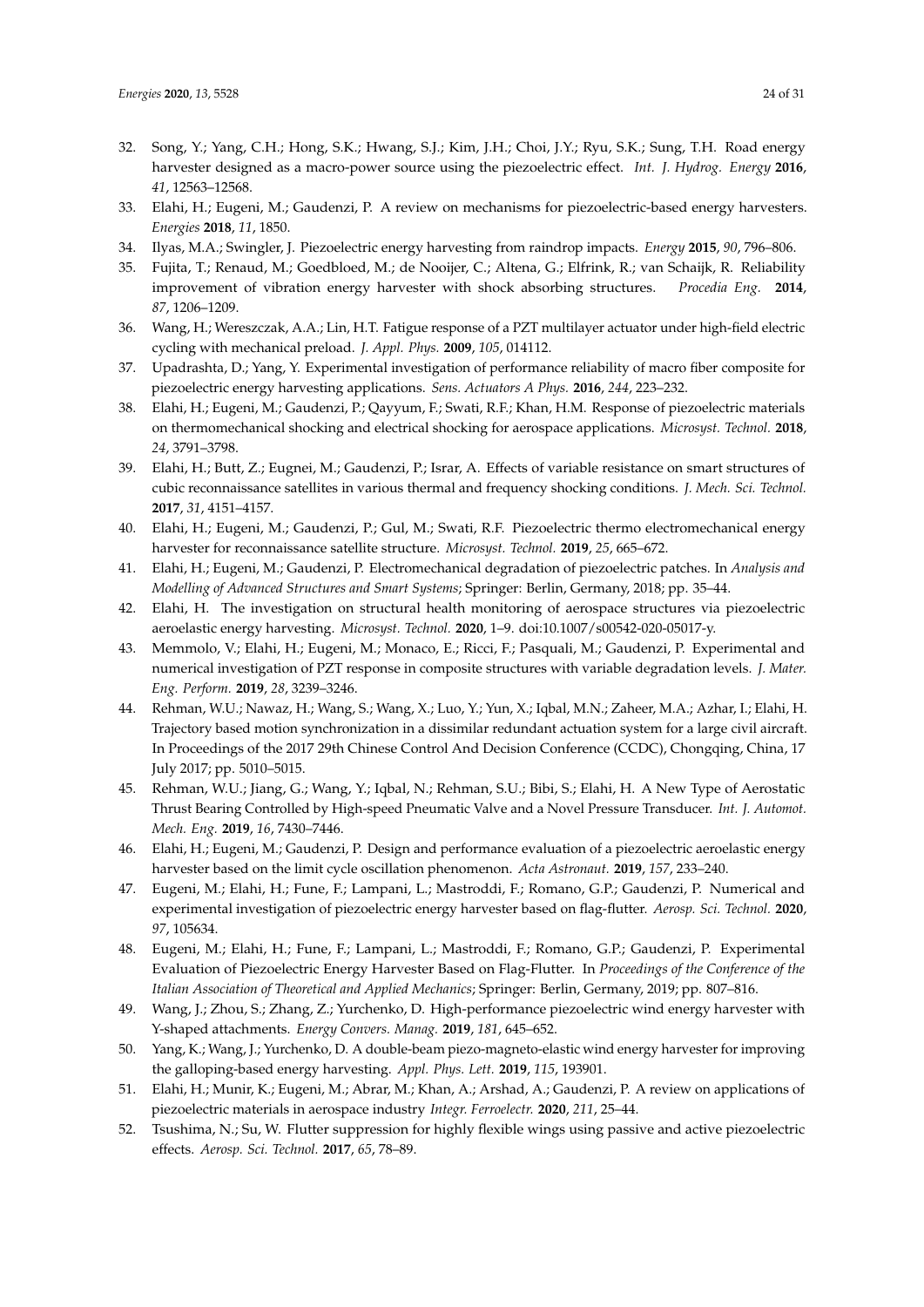32. Song, Y.; Yang, C.H.; Hong, S.K.; Hwang, S.J.; Kim, J.H.; Choi, J.Y.; Ryu, S.K.; Sung, T.H. Road energy harvester designed as a macro-power source using the piezoelectric effect. *Int. J. Hydrog. Energy* **2016**, *41*, 12563–12568.
33. Elahi, H.; Eugeni, M.; Gaudenzi, P. A review on mechanisms for piezoelectric-based energy harvesters. *Energies* **2018**, *11*, 1850.
34. Ilyas, M.A.; Swingler, J. Piezoelectric energy harvesting from raindrop impacts. *Energy* **2015**, *90*, 796–806.
35. Fujita, T.; Renaud, M.; Goedbloed, M.; de Nooijer, C.; Altena, G.; Elfrink, R.; van Schaijk, R. Reliability improvement of vibration energy harvester with shock absorbing structures. *Procedia Eng.* **2014**, *87*, 1206–1209.
36. Wang, H.; Wereszczak, A.A.; Lin, H.T. Fatigue response of a PZT multilayer actuator under high-field electric cycling with mechanical preload. *J. Appl. Phys.* **2009**, *105*, 014112.
37. Upadrashta, D.; Yang, Y. Experimental investigation of performance reliability of macro fiber composite for piezoelectric energy harvesting applications. *Sens. Actuators A Phys.* **2016**, *244*, 223–232.
38. Elahi, H.; Eugeni, M.; Gaudenzi, P.; Qayyum, F.; Swati, R.F.; Khan, H.M. Response of piezoelectric materials on thermomechanical shocking and electrical shocking for aerospace applications. *Microsyst. Technol.* **2018**, *24*, 3791–3798.
39. Elahi, H.; Butt, Z.; Eugnei, M.; Gaudenzi, P.; Israr, A. Effects of variable resistance on smart structures of cubic reconnaissance satellites in various thermal and frequency shocking conditions. *J. Mech. Sci. Technol.* **2017**, *31*, 4151–4157.
40. Elahi, H.; Eugeni, M.; Gaudenzi, P.; Gul, M.; Swati, R.F. Piezoelectric thermo electromechanical energy harvester for reconnaissance satellite structure. *Microsyst. Technol.* **2019**, *25*, 665–672.
41. Elahi, H.; Eugeni, M.; Gaudenzi, P. Electromechanical degradation of piezoelectric patches. In *Analysis and Modelling of Advanced Structures and Smart Systems*; Springer: Berlin, Germany, 2018; pp. 35–44.
42. Elahi, H. The investigation on structural health monitoring of aerospace structures via piezoelectric aeroelastic energy harvesting. *Microsyst. Technol.* **2020**, 1–9. doi:10.1007/s00542-020-05017-y.
43. Memmolo, V.; Elahi, H.; Eugeni, M.; Monaco, E.; Ricci, F.; Pasquali, M.; Gaudenzi, P. Experimental and numerical investigation of PZT response in composite structures with variable degradation levels. *J. Mater. Eng. Perform.* **2019**, *28*, 3239–3246.
44. Rehman, W.U.; Nawaz, H.; Wang, S.; Wang, X.; Luo, Y.; Yun, X.; Iqbal, M.N.; Zaheer, M.A.; Azhar, I.; Elahi, H. Trajectory based motion synchronization in a dissimilar redundant actuation system for a large civil aircraft. In Proceedings of the 2017 29th Chinese Control And Decision Conference (CCDC), Chongqing, China, 17 July 2017; pp. 5010–5015.
45. Rehman, W.U.; Jiang, G.; Wang, Y.; Iqbal, N.; Rehman, S.U.; Bibi, S.; Elahi, H. A New Type of Aerostatic Thrust Bearing Controlled by High-speed Pneumatic Valve and a Novel Pressure Transducer. *Int. J. Automot. Mech. Eng.* **2019**, *16*, 7430–7446.
46. Elahi, H.; Eugeni, M.; Gaudenzi, P. Design and performance evaluation of a piezoelectric aeroelastic energy harvester based on the limit cycle oscillation phenomenon. *Acta Astronaut.* **2019**, *157*, 233–240.
47. Eugeni, M.; Elahi, H.; Fune, F.; Lampani, L.; Mastroddi, F.; Romano, G.P.; Gaudenzi, P. Numerical and experimental investigation of piezoelectric energy harvester based on flag-flutter. *Aerosp. Sci. Technol.* **2020**, *97*, 105634.
48. Eugeni, M.; Elahi, H.; Fune, F.; Lampani, L.; Mastroddi, F.; Romano, G.P.; Gaudenzi, P. Experimental Evaluation of Piezoelectric Energy Harvester Based on Flag-Flutter. In *Proceedings of the Conference of the Italian Association of Theoretical and Applied Mechanics*; Springer: Berlin, Germany, 2019; pp. 807–816.
49. Wang, J.; Zhou, S.; Zhang, Z.; Yurchenko, D. High-performance piezoelectric wind energy harvester with Y-shaped attachments. *Energy Convers. Manag.* **2019**, *181*, 645–652.
50. Yang, K.; Wang, J.; Yurchenko, D. A double-beam piezo-magneto-elastic wind energy harvester for improving the galloping-based energy harvesting. *Appl. Phys. Lett.* **2019**, *115*, 193901.
51. Elahi, H.; Munir, K.; Eugeni, M.; Abrar, M.; Khan, A.; Arshad, A.; Gaudenzi, P. A review on applications of piezoelectric materials in aerospace industry *Integr. Ferroelectr.* **2020**, *211*, 25–44.
52. Tsushima, N.; Su, W. Flutter suppression for highly flexible wings using passive and active piezoelectric effects. *Aerosp. Sci. Technol.* **2017**, *65*, 78–89.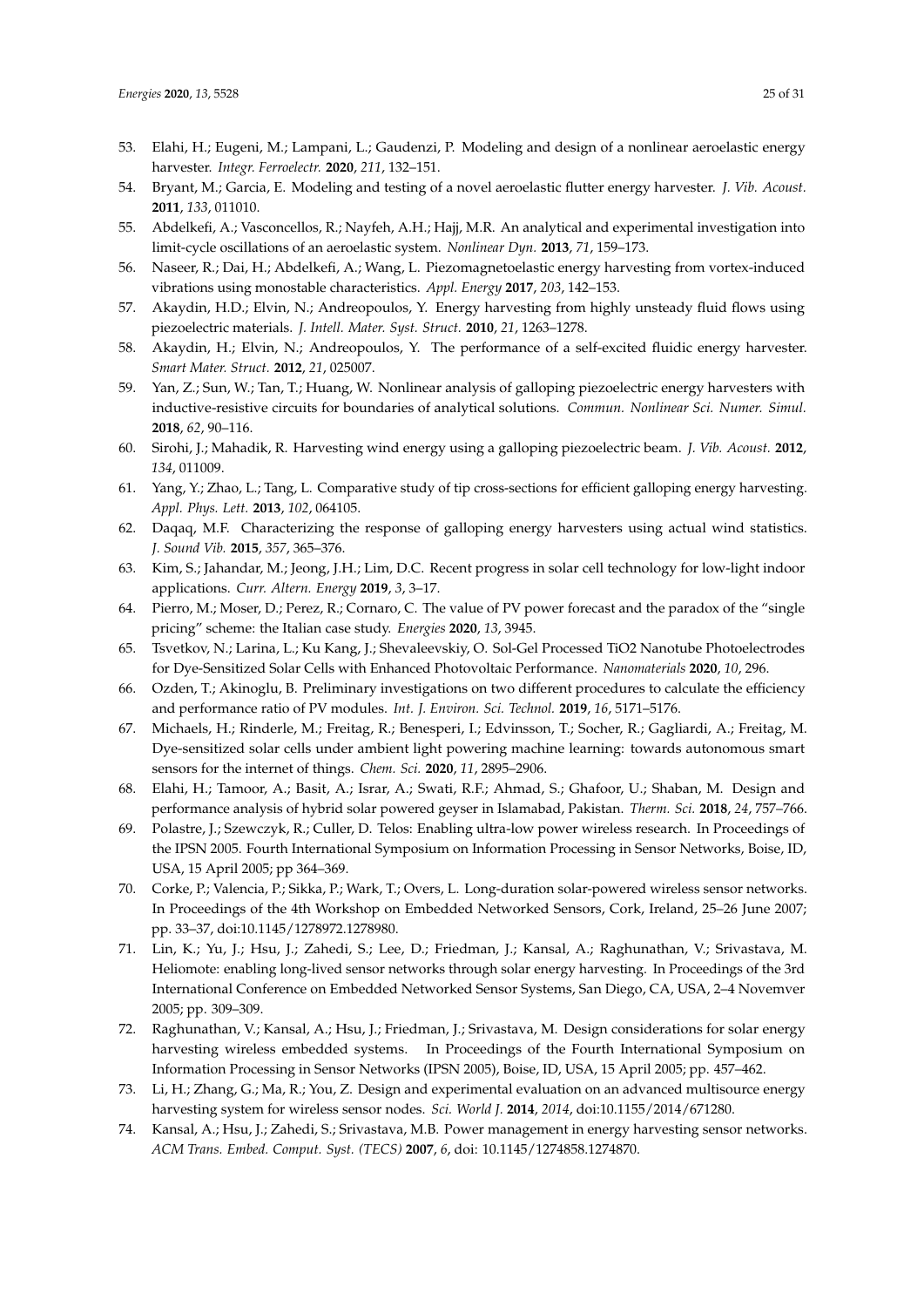53. Elahi, H.; Eugeni, M.; Lampani, L.; Gaudenzi, P. Modeling and design of a nonlinear aeroelastic energy harvester. *Integr. Ferroelectr.* **2020**, *211*, 132–151.
54. Bryant, M.; Garcia, E. Modeling and testing of a novel aeroelastic flutter energy harvester. *J. Vib. Acoust.* **2011**, *133*, 011010.
55. Abdelkefi, A.; Vasconcellos, R.; Nayfeh, A.H.; Hajj, M.R. An analytical and experimental investigation into limit-cycle oscillations of an aeroelastic system. *Nonlinear Dyn.* **2013**, *71*, 159–173.
56. Naseer, R.; Dai, H.; Abdelkefi, A.; Wang, L. Piezomagnetoelastic energy harvesting from vortex-induced vibrations using monostable characteristics. *Appl. Energy* **2017**, *203*, 142–153.
57. Akaydin, H.D.; Elvin, N.; Andreopoulos, Y. Energy harvesting from highly unsteady fluid flows using piezoelectric materials. *J. Intell. Mater. Syst. Struct.* **2010**, *21*, 1263–1278.
58. Akaydin, H.; Elvin, N.; Andreopoulos, Y. The performance of a self-excited fluidic energy harvester. *Smart Mater. Struct.* **2012**, *21*, 025007.
59. Yan, Z.; Sun, W.; Tan, T.; Huang, W. Nonlinear analysis of galloping piezoelectric energy harvesters with inductive-resistive circuits for boundaries of analytical solutions. *Commun. Nonlinear Sci. Numer. Simul.* **2018**, *62*, 90–116.
60. Sirohi, J.; Mahadik, R. Harvesting wind energy using a galloping piezoelectric beam. *J. Vib. Acoust.* **2012**, *134*, 011009.
61. Yang, Y.; Zhao, L.; Tang, L. Comparative study of tip cross-sections for efficient galloping energy harvesting. *Appl. Phys. Lett.* **2013**, *102*, 064105.
62. Daqaq, M.F. Characterizing the response of galloping energy harvesters using actual wind statistics. *J. Sound Vib.* **2015**, *357*, 365–376.
63. Kim, S.; Jahandar, M.; Jeong, J.H.; Lim, D.C. Recent progress in solar cell technology for low-light indoor applications. *Curr. Altern. Energy* **2019**, *3*, 3–17.
64. Pierro, M.; Moser, D.; Perez, R.; Cornaro, C. The value of PV power forecast and the paradox of the "single pricing" scheme: the Italian case study. *Energies* **2020**, *13*, 3945.
65. Tsvetkov, N.; Larina, L.; Ku Kang, J.; Shevaleevskiy, O. Sol-Gel Processed TiO2 Nanotube Photoelectrodes for Dye-Sensitized Solar Cells with Enhanced Photovoltaic Performance. *Nanomaterials* **2020**, *10*, 296.
66. Ozden, T.; Akinoglu, B. Preliminary investigations on two different procedures to calculate the efficiency and performance ratio of PV modules. *Int. J. Environ. Sci. Technol.* **2019**, *16*, 5171–5176.
67. Michaels, H.; Rinderle, M.; Freitag, R.; Benesperi, I.; Edvinsson, T.; Socher, R.; Gagliardi, A.; Freitag, M. Dye-sensitized solar cells under ambient light powering machine learning: towards autonomous smart sensors for the internet of things. *Chem. Sci.* **2020**, *11*, 2895–2906.
68. Elahi, H.; Tamoor, A.; Basit, A.; Israr, A.; Swati, R.F.; Ahmad, S.; Ghafoor, U.; Shaban, M. Design and performance analysis of hybrid solar powered geyser in Islamabad, Pakistan. *Therm. Sci.* **2018**, *24*, 757–766.
69. Polastre, J.; Szewczyk, R.; Culler, D. Telos: Enabling ultra-low power wireless research. In Proceedings of the IPSN 2005. Fourth International Symposium on Information Processing in Sensor Networks, Boise, ID, USA, 15 April 2005; pp 364–369.
70. Corke, P.; Valencia, P.; Sikka, P.; Wark, T.; Overs, L. Long-duration solar-powered wireless sensor networks. In Proceedings of the 4th Workshop on Embedded Networked Sensors, Cork, Ireland, 25–26 June 2007; pp. 33–37, doi:10.1145/1278972.1278980.
71. Lin, K.; Yu, J.; Hsu, J.; Zahedi, S.; Lee, D.; Friedman, J.; Kansal, A.; Raghunathan, V.; Srivastava, M. Heliomote: enabling long-lived sensor networks through solar energy harvesting. In Proceedings of the 3rd International Conference on Embedded Networked Sensor Systems, San Diego, CA, USA, 2–4 Novemver 2005; pp. 309–309.
72. Raghunathan, V.; Kansal, A.; Hsu, J.; Friedman, J.; Srivastava, M. Design considerations for solar energy harvesting wireless embedded systems. In Proceedings of the Fourth International Symposium on Information Processing in Sensor Networks (IPSN 2005), Boise, ID, USA, 15 April 2005; pp. 457–462.
73. Li, H.; Zhang, G.; Ma, R.; You, Z. Design and experimental evaluation on an advanced multisource energy harvesting system for wireless sensor nodes. *Sci. World J.* **2014**, *2014*, doi:10.1155/2014/671280.
74. Kansal, A.; Hsu, J.; Zahedi, S.; Srivastava, M.B. Power management in energy harvesting sensor networks. *ACM Trans. Embed. Comput. Syst. (TECS)* **2007**, *6*, doi: 10.1145/1274858.1274870.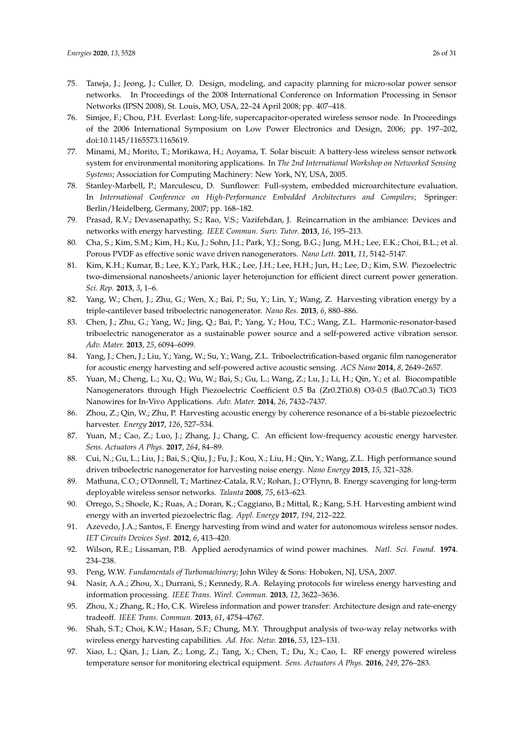75. Taneja, J.; Jeong, J.; Culler, D. Design, modeling, and capacity planning for micro-solar power sensor networks. In Proceedings of the 2008 International Conference on Information Processing in Sensor Networks (IPSN 2008), St. Louis, MO, USA, 22–24 April 2008; pp. 407–418.
76. Simjee, F.; Chou, P.H. Everlast: Long-life, supercapacitor-operated wireless sensor node. In Proceedings of the 2006 International Symposium on Low Power Electronics and Design, 2006; pp. 197–202, doi:10.1145/1165573.1165619.
77. Minami, M.; Morito, T.; Morikawa, H.; Aoyama, T. Solar biscuit: A battery-less wireless sensor network system for environmental monitoring applications. In *The 2nd International Workshop on Networked Sensing Systems*; Association for Computing Machinery: New York, NY, USA, 2005.
78. Stanley-Marbell, P.; Marculescu, D. Sunflower: Full-system, embedded microarchitecture evaluation. In *International Conference on High-Performance Embedded Architectures and Compilers*; Springer: Berlin/Heidelberg, Germany, 2007; pp. 168–182.
79. Prasad, R.V.; Devasenapathy, S.; Rao, V.S.; Vazifehdan, J. Reincarnation in the ambiance: Devices and networks with energy harvesting. *IEEE Commun. Surv. Tutor.* **2013**, *16*, 195–213.
80. Cha, S.; Kim, S.M.; Kim, H.; Ku, J.; Sohn, J.I.; Park, Y.J.; Song, B.G.; Jung, M.H.; Lee, E.K.; Choi, B.L.; et al. Porous PVDF as effective sonic wave driven nanogenerators. *Nano Lett.* **2011**, *11*, 5142–5147.
81. Kim, K.H.; Kumar, B.; Lee, K.Y.; Park, H.K.; Lee, J.H.; Lee, H.H.; Jun, H.; Lee, D.; Kim, S.W. Piezoelectric two-dimensional nanosheets/anionic layer heterojunction for efficient direct current power generation. *Sci. Rep.* **2013**, *3*, 1–6.
82. Yang, W.; Chen, J.; Zhu, G.; Wen, X.; Bai, P.; Su, Y.; Lin, Y.; Wang, Z. Harvesting vibration energy by a triple-cantilever based triboelectric nanogenerator. *Nano Res.* **2013**, *6*, 880–886.
83. Chen, J.; Zhu, G.; Yang, W.; Jing, Q.; Bai, P.; Yang, Y.; Hou, T.C.; Wang, Z.L. Harmonic-resonator-based triboelectric nanogenerator as a sustainable power source and a self-powered active vibration sensor. *Adv. Mater.* **2013**, *25*, 6094–6099.
84. Yang, J.; Chen, J.; Liu, Y.; Yang, W.; Su, Y.; Wang, Z.L. Triboelectrification-based organic film nanogenerator for acoustic energy harvesting and self-powered active acoustic sensing. *ACS Nano* **2014**, *8*, 2649–2657.
85. Yuan, M.; Cheng, L.; Xu, Q.; Wu, W.; Bai, S.; Gu, L.; Wang, Z.; Lu, J.; Li, H.; Qin, Y.; et al. Biocompatible Nanogenerators through High Piezoelectric Coefficient 0.5 Ba (Zr0.2Ti0.8) O3-0.5 (Ba0.7Ca0.3) TiO3 Nanowires for In-Vivo Applications. *Adv. Mater.* **2014**, *26*, 7432–7437.
86. Zhou, Z.; Qin, W.; Zhu, P. Harvesting acoustic energy by coherence resonance of a bi-stable piezoelectric harvester. *Energy* **2017**, *126*, 527–534.
87. Yuan, M.; Cao, Z.; Luo, J.; Zhang, J.; Chang, C. An efficient low-frequency acoustic energy harvester. *Sens. Actuators A Phys.* **2017**, *264*, 84–89.
88. Cui, N.; Gu, L.; Liu, J.; Bai, S.; Qiu, J.; Fu, J.; Kou, X.; Liu, H.; Qin, Y.; Wang, Z.L. High performance sound driven triboelectric nanogenerator for harvesting noise energy. *Nano Energy* **2015**, *15*, 321–328.
89. Mathuna, C.O.; O'Donnell, T.; Martinez-Catala, R.V.; Rohan, J.; O'Flynn, B. Energy scavenging for long-term deployable wireless sensor networks. *Talanta* **2008**, *75*, 613–623.
90. Orrego, S.; Shoele, K.; Ruas, A.; Doran, K.; Caggiano, B.; Mittal, R.; Kang, S.H. Harvesting ambient wind energy with an inverted piezoelectric flag. *Appl. Energy* **2017**, *194*, 212–222.
91. Azevedo, J.A.; Santos, F. Energy harvesting from wind and water for autonomous wireless sensor nodes. *IET Circuits Devices Syst.* **2012**, *6*, 413–420.
92. Wilson, R.E.; Lissaman, P.B. Applied aerodynamics of wind power machines. *Natl. Sci. Found.* **1974**. 234–238.
93. Peng, W.W. *Fundamentals of Turbomachinery*; John Wiley & Sons: Hoboken, NJ, USA, 2007.
94. Nasir, A.A.; Zhou, X.; Durrani, S.; Kennedy, R.A. Relaying protocols for wireless energy harvesting and information processing. *IEEE Trans. Wirel. Commun.* **2013**, *12*, 3622–3636.
95. Zhou, X.; Zhang, R.; Ho, C.K. Wireless information and power transfer: Architecture design and rate-energy tradeoff. *IEEE Trans. Commun.* **2013**, *61*, 4754–4767.
96. Shah, S.T.; Choi, K.W.; Hasan, S.F.; Chung, M.Y. Throughput analysis of two-way relay networks with wireless energy harvesting capabilities. *Ad. Hoc. Netw.* **2016**, *53*, 123–131.
97. Xiao, L.; Qian, J.; Lian, Z.; Long, Z.; Tang, X.; Chen, T.; Du, X.; Cao, L. RF energy powered wireless temperature sensor for monitoring electrical equipment. *Sens. Actuators A Phys.* **2016**, *249*, 276–283.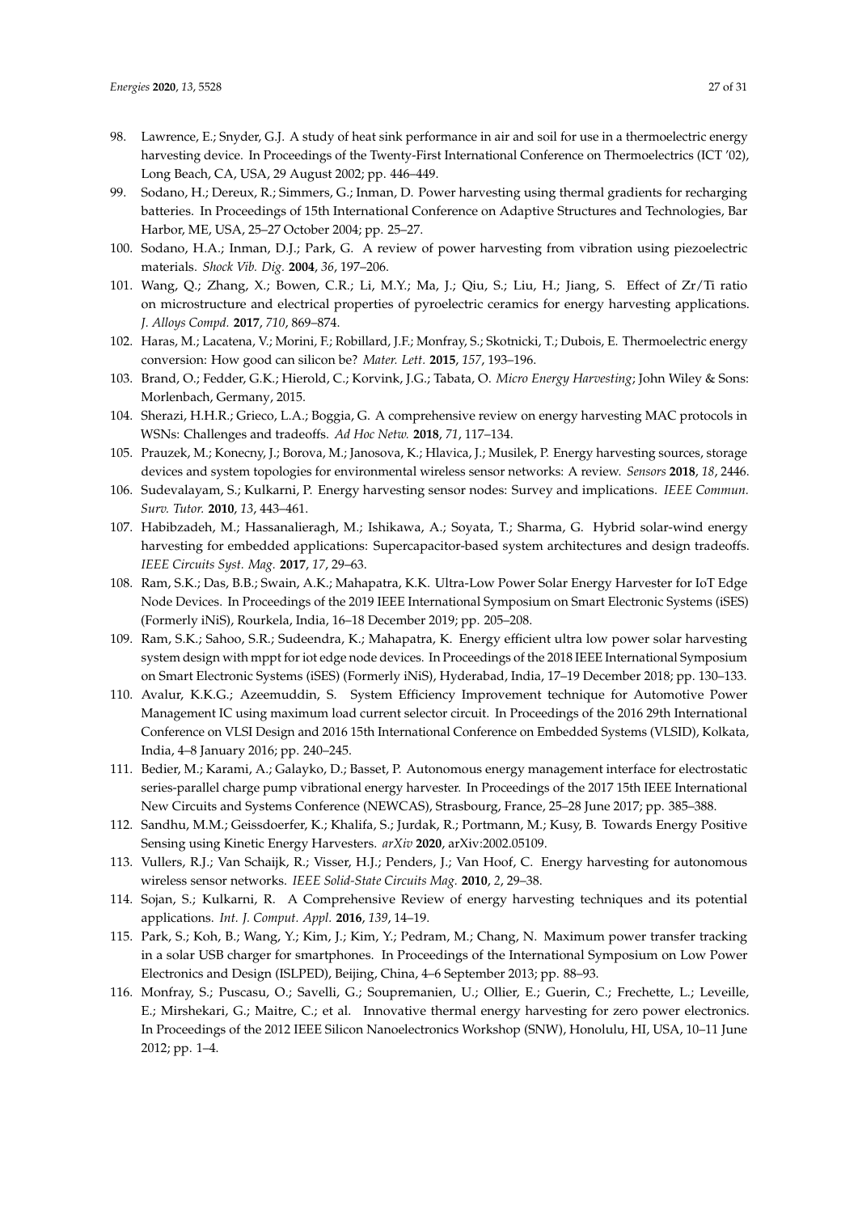98. Lawrence, E.; Snyder, G.J. A study of heat sink performance in air and soil for use in a thermoelectric energy harvesting device. In Proceedings of the Twenty-First International Conference on Thermoelectrics (ICT '02), Long Beach, CA, USA, 29 August 2002; pp. 446–449.
99. Sodano, H.; Dereux, R.; Simmers, G.; Inman, D. Power harvesting using thermal gradients for recharging batteries. In Proceedings of 15th International Conference on Adaptive Structures and Technologies, Bar Harbor, ME, USA, 25–27 October 2004; pp. 25–27.
100. Sodano, H.A.; Inman, D.J.; Park, G. A review of power harvesting from vibration using piezoelectric materials. *Shock Vib. Dig.* **2004**, *36*, 197–206.
101. Wang, Q.; Zhang, X.; Bowen, C.R.; Li, M.Y.; Ma, J.; Qiu, S.; Liu, H.; Jiang, S. Effect of Zr/Ti ratio on microstructure and electrical properties of pyroelectric ceramics for energy harvesting applications. *J. Alloys Compd.* **2017**, *710*, 869–874.
102. Haras, M.; Lacatena, V.; Morini, F.; Robillard, J.F.; Monfray, S.; Skotnicki, T.; Dubois, E. Thermoelectric energy conversion: How good can silicon be? *Mater. Lett.* **2015**, *157*, 193–196.
103. Brand, O.; Fedder, G.K.; Hierold, C.; Korvink, J.G.; Tabata, O. *Micro Energy Harvesting*; John Wiley & Sons: Morlenbach, Germany, 2015.
104. Sherazi, H.H.R.; Grieco, L.A.; Boggia, G. A comprehensive review on energy harvesting MAC protocols in WSNs: Challenges and tradeoffs. *Ad Hoc Netw.* **2018**, *71*, 117–134.
105. Prauzek, M.; Konecny, J.; Borova, M.; Janosova, K.; Hlavica, J.; Musilek, P. Energy harvesting sources, storage devices and system topologies for environmental wireless sensor networks: A review. *Sensors* **2018**, *18*, 2446.
106. Sudevalayam, S.; Kulkarni, P. Energy harvesting sensor nodes: Survey and implications. *IEEE Commun. Surv. Tutor.* **2010**, *13*, 443–461.
107. Habibzadeh, M.; Hassanalieragh, M.; Ishikawa, A.; Soyata, T.; Sharma, G. Hybrid solar-wind energy harvesting for embedded applications: Supercapacitor-based system architectures and design tradeoffs. *IEEE Circuits Syst. Mag.* **2017**, *17*, 29–63.
108. Ram, S.K.; Das, B.B.; Swain, A.K.; Mahapatra, K.K. Ultra-Low Power Solar Energy Harvester for IoT Edge Node Devices. In Proceedings of the 2019 IEEE International Symposium on Smart Electronic Systems (iSES) (Formerly iNiS), Rourkela, India, 16–18 December 2019; pp. 205–208.
109. Ram, S.K.; Sahoo, S.R.; Sudeendra, K.; Mahapatra, K. Energy efficient ultra low power solar harvesting system design with mppt for iot edge node devices. In Proceedings of the 2018 IEEE International Symposium on Smart Electronic Systems (iSES) (Formerly iNiS), Hyderabad, India, 17–19 December 2018; pp. 130–133.
110. Avalur, K.K.G.; Azeemuddin, S. System Efficiency Improvement technique for Automotive Power Management IC using maximum load current selector circuit. In Proceedings of the 2016 29th International Conference on VLSI Design and 2016 15th International Conference on Embedded Systems (VLSID), Kolkata, India, 4–8 January 2016; pp. 240–245.
111. Bedier, M.; Karami, A.; Galayko, D.; Basset, P. Autonomous energy management interface for electrostatic series-parallel charge pump vibrational energy harvester. In Proceedings of the 2017 15th IEEE International New Circuits and Systems Conference (NEWCAS), Strasbourg, France, 25–28 June 2017; pp. 385–388.
112. Sandhu, M.M.; Geissdoerfer, K.; Khalifa, S.; Jurdak, R.; Portmann, M.; Kusy, B. Towards Energy Positive Sensing using Kinetic Energy Harvesters. *arXiv* **2020**, arXiv:2002.05109.
113. Vullers, R.J.; Van Schaijk, R.; Visser, H.J.; Penders, J.; Van Hoof, C. Energy harvesting for autonomous wireless sensor networks. *IEEE Solid-State Circuits Mag.* **2010**, *2*, 29–38.
114. Sojan, S.; Kulkarni, R. A Comprehensive Review of energy harvesting techniques and its potential applications. *Int. J. Comput. Appl.* **2016**, *139*, 14–19.
115. Park, S.; Koh, B.; Wang, Y.; Kim, J.; Kim, Y.; Pedram, M.; Chang, N. Maximum power transfer tracking in a solar USB charger for smartphones. In Proceedings of the International Symposium on Low Power Electronics and Design (ISLPED), Beijing, China, 4–6 September 2013; pp. 88–93.
116. Monfray, S.; Puscasu, O.; Savelli, G.; Soupremanien, U.; Ollier, E.; Guerin, C.; Frechette, L.; Leveille, E.; Mirshekari, G.; Maitre, C.; et al. Innovative thermal energy harvesting for zero power electronics. In Proceedings of the 2012 IEEE Silicon Nanoelectronics Workshop (SNW), Honolulu, HI, USA, 10–11 June 2012; pp. 1–4.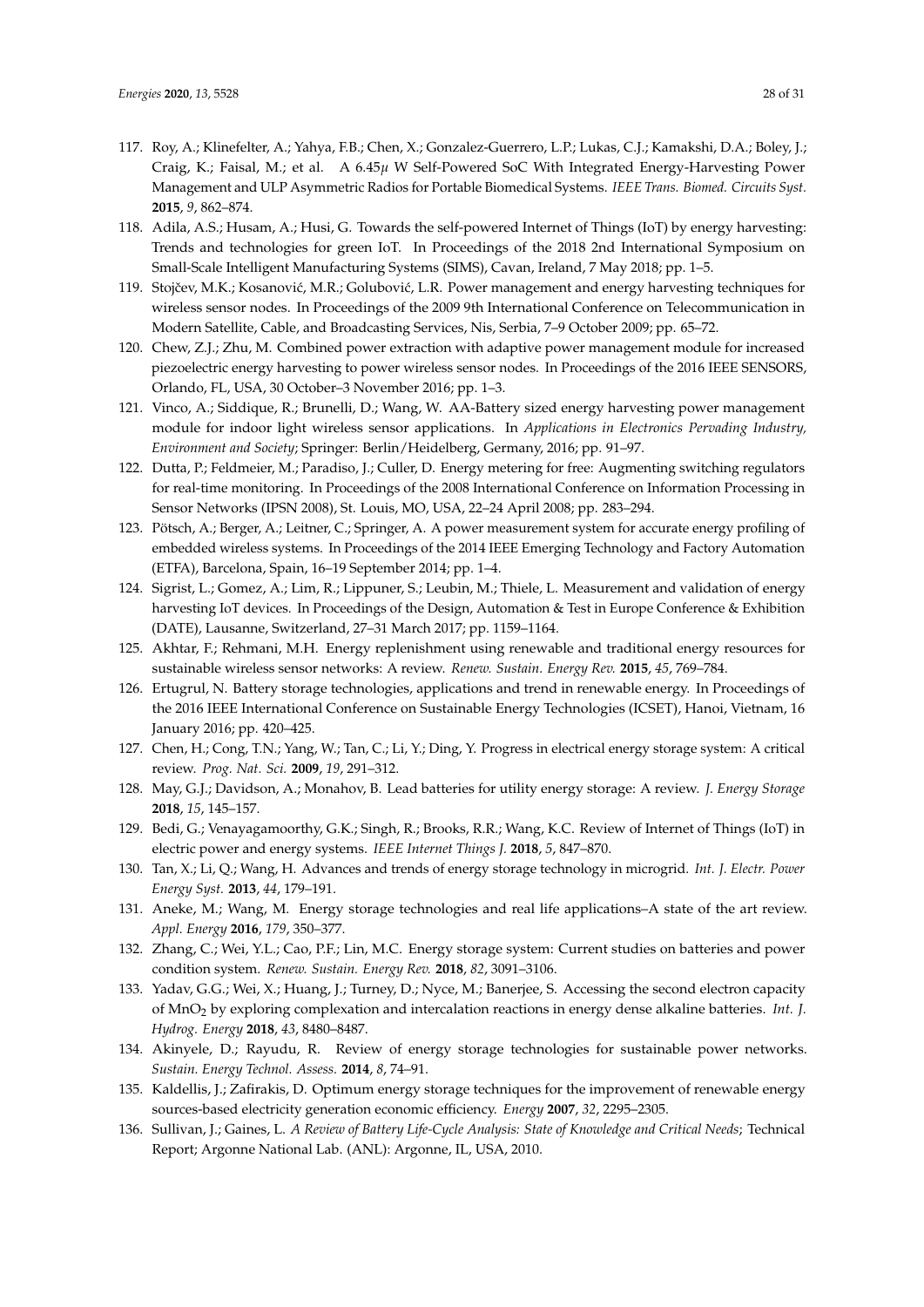117. Roy, A.; Klinefelter, A.; Yahya, F.B.; Chen, X.; Gonzalez-Guerrero, L.P.; Lukas, C.J.; Kamakshi, D.A.; Boley, J.; Craig, K.; Faisal, M.; et al. A 6.45$\mu$ W Self-Powered SoC With Integrated Energy-Harvesting Power Management and ULP Asymmetric Radios for Portable Biomedical Systems. *IEEE Trans. Biomed. Circuits Syst.* **2015**, *9*, 862–874.
118. Adila, A.S.; Husam, A.; Husi, G. Towards the self-powered Internet of Things (IoT) by energy harvesting: Trends and technologies for green IoT. In Proceedings of the 2018 2nd International Symposium on Small-Scale Intelligent Manufacturing Systems (SIMS), Cavan, Ireland, 7 May 2018; pp. 1–5.
119. Stojčev, M.K.; Kosanović, M.R.; Golubović, L.R. Power management and energy harvesting techniques for wireless sensor nodes. In Proceedings of the 2009 9th International Conference on Telecommunication in Modern Satellite, Cable, and Broadcasting Services, Nis, Serbia, 7–9 October 2009; pp. 65–72.
120. Chew, Z.J.; Zhu, M. Combined power extraction with adaptive power management module for increased piezoelectric energy harvesting to power wireless sensor nodes. In Proceedings of the 2016 IEEE SENSORS, Orlando, FL, USA, 30 October–3 November 2016; pp. 1–3.
121. Vinco, A.; Siddique, R.; Brunelli, D.; Wang, W. AA-Battery sized energy harvesting power management module for indoor light wireless sensor applications. In *Applications in Electronics Pervading Industry, Environment and Society*; Springer: Berlin/Heidelberg, Germany, 2016; pp. 91–97.
122. Dutta, P.; Feldmeier, M.; Paradiso, J.; Culler, D. Energy metering for free: Augmenting switching regulators for real-time monitoring. In Proceedings of the 2008 International Conference on Information Processing in Sensor Networks (IPSN 2008), St. Louis, MO, USA, 22–24 April 2008; pp. 283–294.
123. Pötsch, A.; Berger, A.; Leitner, C.; Springer, A. A power measurement system for accurate energy profiling of embedded wireless systems. In Proceedings of the 2014 IEEE Emerging Technology and Factory Automation (ETFA), Barcelona, Spain, 16–19 September 2014; pp. 1–4.
124. Sigrist, L.; Gomez, A.; Lim, R.; Lippuner, S.; Leubin, M.; Thiele, L. Measurement and validation of energy harvesting IoT devices. In Proceedings of the Design, Automation & Test in Europe Conference & Exhibition (DATE), Lausanne, Switzerland, 27–31 March 2017; pp. 1159–1164.
125. Akhtar, F.; Rehmani, M.H. Energy replenishment using renewable and traditional energy resources for sustainable wireless sensor networks: A review. *Renew. Sustain. Energy Rev.* **2015**, *45*, 769–784.
126. Ertugrul, N. Battery storage technologies, applications and trend in renewable energy. In Proceedings of the 2016 IEEE International Conference on Sustainable Energy Technologies (ICSET), Hanoi, Vietnam, 16 January 2016; pp. 420–425.
127. Chen, H.; Cong, T.N.; Yang, W.; Tan, C.; Li, Y.; Ding, Y. Progress in electrical energy storage system: A critical review. *Prog. Nat. Sci.* **2009**, *19*, 291–312.
128. May, G.J.; Davidson, A.; Monahov, B. Lead batteries for utility energy storage: A review. *J. Energy Storage* **2018**, *15*, 145–157.
129. Bedi, G.; Venayagamoorthy, G.K.; Singh, R.; Brooks, R.R.; Wang, K.C. Review of Internet of Things (IoT) in electric power and energy systems. *IEEE Internet Things J.* **2018**, *5*, 847–870.
130. Tan, X.; Li, Q.; Wang, H. Advances and trends of energy storage technology in microgrid. *Int. J. Electr. Power Energy Syst.* **2013**, *44*, 179–191.
131. Aneke, M.; Wang, M. Energy storage technologies and real life applications–A state of the art review. *Appl. Energy* **2016**, *179*, 350–377.
132. Zhang, C.; Wei, Y.L.; Cao, P.F.; Lin, M.C. Energy storage system: Current studies on batteries and power condition system. *Renew. Sustain. Energy Rev.* **2018**, *82*, 3091–3106.
133. Yadav, G.G.; Wei, X.; Huang, J.; Turney, D.; Nyce, M.; Banerjee, S. Accessing the second electron capacity of $MnO_2$ by exploring complexation and intercalation reactions in energy dense alkaline batteries. *Int. J. Hydrog. Energy* **2018**, *43*, 8480–8487.
134. Akinyele, D.; Rayudu, R. Review of energy storage technologies for sustainable power networks. *Sustain. Energy Technol. Assess.* **2014**, *8*, 74–91.
135. Kaldellis, J.; Zafirakis, D. Optimum energy storage techniques for the improvement of renewable energy sources-based electricity generation economic efficiency. *Energy* **2007**, *32*, 2295–2305.
136. Sullivan, J.; Gaines, L. *A Review of Battery Life-Cycle Analysis: State of Knowledge and Critical Needs*; Technical Report; Argonne National Lab. (ANL): Argonne, IL, USA, 2010.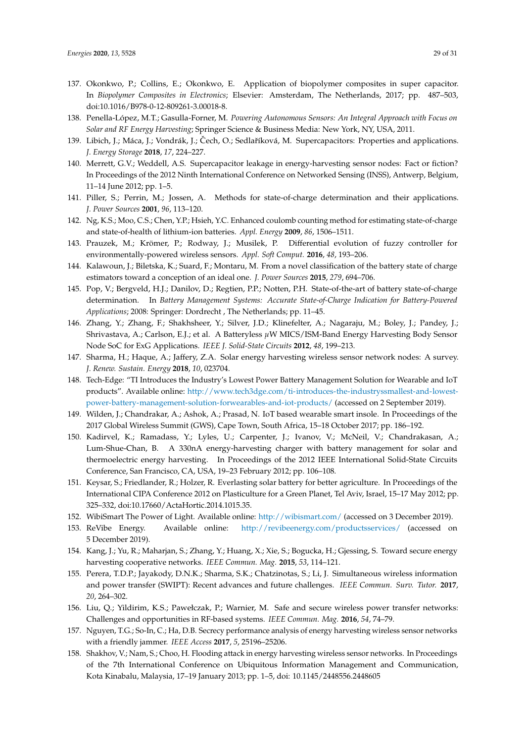137. Okonkwo, P.; Collins, E.; Okonkwo, E. Application of biopolymer composites in super capacitor. In *Biopolymer Composites in Electronics*; Elsevier: Amsterdam, The Netherlands, 2017; pp. 487–503, doi:10.1016/B978-0-12-809261-3.00018-8.
138. Penella-López, M.T.; Gasulla-Forner, M. *Powering Autonomous Sensors: An Integral Approach with Focus on Solar and RF Energy Harvesting*; Springer Science & Business Media: New York, NY, USA, 2011.
139. Libich, J.; Máca, J.; Vondrák, J.; Čech, O.; Sedlaříková, M. Supercapacitors: Properties and applications. *J. Energy Storage* **2018**, *17*, 224–227.
140. Merrett, G.V.; Weddell, A.S. Supercapacitor leakage in energy-harvesting sensor nodes: Fact or fiction? In Proceedings of the 2012 Ninth International Conference on Networked Sensing (INSS), Antwerp, Belgium, 11–14 June 2012; pp. 1–5.
141. Piller, S.; Perrin, M.; Jossen, A. Methods for state-of-charge determination and their applications. *J. Power Sources* **2001**, *96*, 113–120.
142. Ng, K.S.; Moo, C.S.; Chen, Y.P.; Hsieh, Y.C. Enhanced coulomb counting method for estimating state-of-charge and state-of-health of lithium-ion batteries. *Appl. Energy* **2009**, *86*, 1506–1511.
143. Prauzek, M.; Krömer, P.; Rodway, J.; Musilek, P. Differential evolution of fuzzy controller for environmentally-powered wireless sensors. *Appl. Soft Comput.* **2016**, *48*, 193–206.
144. Kalawoun, J.; Biletska, K.; Suard, F.; Montaru, M. From a novel classification of the battery state of charge estimators toward a conception of an ideal one. *J. Power Sources* **2015**, *279*, 694–706.
145. Pop, V.; Bergveld, H.J.; Danilov, D.; Regtien, P.P.; Notten, P.H. State-of-the-art of battery state-of-charge determination. In *Battery Management Systems: Accurate State-of-Charge Indication for Battery-Powered Applications*; 2008: Springer: Dordrecht , The Netherlands; pp. 11–45.
146. Zhang, Y.; Zhang, F.; Shakhsheer, Y.; Silver, J.D.; Klinefelter, A.; Nagaraju, M.; Boley, J.; Pandey, J.; Shrivastava, A.; Carlson, E.J.; et al. A Batteryless $\mu$W MICS/ISM-Band Energy Harvesting Body Sensor Node SoC for ExG Applications. *IEEE J. Solid-State Circuits* **2012**, *48*, 199–213.
147. Sharma, H.; Haque, A.; Jaffery, Z.A. Solar energy harvesting wireless sensor network nodes: A survey. *J. Renew. Sustain. Energy* **2018**, *10*, 023704.
148. Tech-Edge: "TI Introduces the Industry's Lowest Power Battery Management Solution for Wearable and IoT products". Available online: http://www.tech3dge.com/ti-introduces-the-industryssmallest-and-lowest-power-battery-management-solution-forwearables-and-iot-products/ (accessed on 2 September 2019).
149. Wilden, J.; Chandrakar, A.; Ashok, A.; Prasad, N. IoT based wearable smart insole. In Proceedings of the 2017 Global Wireless Summit (GWS), Cape Town, South Africa, 15–18 October 2017; pp. 186–192.
150. Kadirvel, K.; Ramadass, Y.; Lyles, U.; Carpenter, J.; Ivanov, V.; McNeil, V.; Chandrakasan, A.; Lum-Shue-Chan, B. A 330nA energy-harvesting charger with battery management for solar and thermoelectric energy harvesting. In Proceedings of the 2012 IEEE International Solid-State Circuits Conference, San Francisco, CA, USA, 19–23 February 2012; pp. 106–108.
151. Keysar, S.; Friedlander, R.; Holzer, R. Everlasting solar battery for better agriculture. In Proceedings of the International CIPA Conference 2012 on Plasticulture for a Green Planet, Tel Aviv, Israel, 15–17 May 2012; pp. 325–332, doi:10.17660/ActaHortic.2014.1015.35.
152. WibiSmart The Power of Light. Available online: http://wibismart.com/ (accessed on 3 December 2019).
153. ReVibe Energy. Available online: http://revibeenergy.com/productsservices/ (accessed on 5 December 2019).
154. Kang, J.; Yu, R.; Maharjan, S.; Zhang, Y.; Huang, X.; Xie, S.; Bogucka, H.; Gjessing, S. Toward secure energy harvesting cooperative networks. *IEEE Commun. Mag.* **2015**, *53*, 114–121.
155. Perera, T.D.P.; Jayakody, D.N.K.; Sharma, S.K.; Chatzinotas, S.; Li, J. Simultaneous wireless information and power transfer (SWIPT): Recent advances and future challenges. *IEEE Commun. Surv. Tutor.* **2017**, *20*, 264–302.
156. Liu, Q.; Yildirim, K.S.; Pawełczak, P.; Warnier, M. Safe and secure wireless power transfer networks: Challenges and opportunities in RF-based systems. *IEEE Commun. Mag.* **2016**, *54*, 74–79.
157. Nguyen, T.G.; So-In, C.; Ha, D.B. Secrecy performance analysis of energy harvesting wireless sensor networks with a friendly jammer. *IEEE Access* **2017**, *5*, 25196–25206.
158. Shakhov, V.; Nam, S.; Choo, H. Flooding attack in energy harvesting wireless sensor networks. In Proceedings of the 7th International Conference on Ubiquitous Information Management and Communication, Kota Kinabalu, Malaysia, 17–19 January 2013; pp. 1–5, doi: 10.1145/2448556.2448605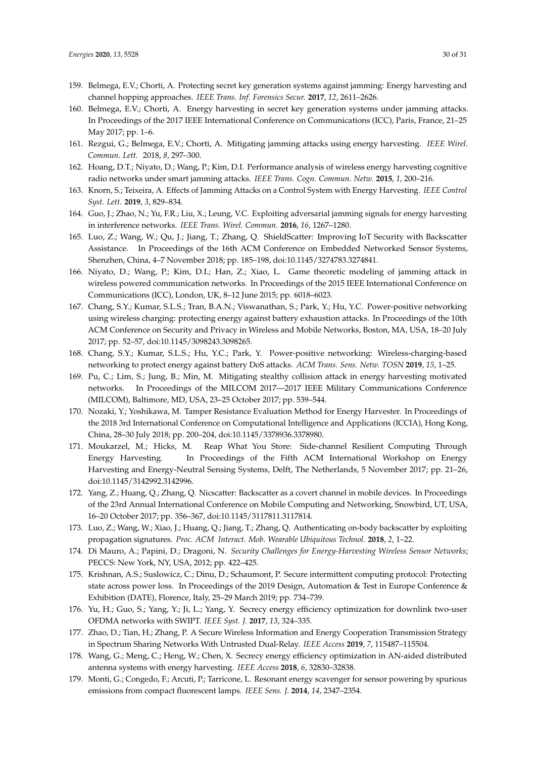159. Belmega, E.V.; Chorti, A. Protecting secret key generation systems against jamming: Energy harvesting and channel hopping approaches. *IEEE Trans. Inf. Forensics Secur.* **2017**, *12*, 2611–2626.
160. Belmega, E.V.; Chorti, A. Energy harvesting in secret key generation systems under jamming attacks. In Proceedings of the 2017 IEEE International Conference on Communications (ICC), Paris, France, 21–25 May 2017; pp. 1–6.
161. Rezgui, G.; Belmega, E.V.; Chorti, A. Mitigating jamming attacks using energy harvesting. *IEEE Wirel. Commun. Lett.* 2018, *8*, 297–300.
162. Hoang, D.T.; Niyato, D.; Wang, P.; Kim, D.I. Performance analysis of wireless energy harvesting cognitive radio networks under smart jamming attacks. *IEEE Trans. Cogn. Commun. Netw.* **2015**, *1*, 200–216.
163. Knorn, S.; Teixeira, A. Effects of Jamming Attacks on a Control System with Energy Harvesting. *IEEE Control Syst. Lett.* **2019**, *3*, 829–834.
164. Guo, J.; Zhao, N.; Yu, F.R.; Liu, X.; Leung, V.C. Exploiting adversarial jamming signals for energy harvesting in interference networks. *IEEE Trans. Wirel. Commun.* **2016**, *16*, 1267–1280.
165. Luo, Z.; Wang, W.; Qu, J.; Jiang, T.; Zhang, Q. ShieldScatter: Improving IoT Security with Backscatter Assistance. In Proceedings of the 16th ACM Conference on Embedded Networked Sensor Systems, Shenzhen, China, 4–7 November 2018; pp. 185–198, doi:10.1145/3274783.3274841.
166. Niyato, D.; Wang, P.; Kim, D.I.; Han, Z.; Xiao, L. Game theoretic modeling of jamming attack in wireless powered communication networks. In Proceedings of the 2015 IEEE International Conference on Communications (ICC), London, UK, 8–12 June 2015; pp. 6018–6023.
167. Chang, S.Y.; Kumar, S.L.S.; Tran, B.A.N.; Viswanathan, S.; Park, Y.; Hu, Y.C. Power-positive networking using wireless charging: protecting energy against battery exhaustion attacks. In Proceedings of the 10th ACM Conference on Security and Privacy in Wireless and Mobile Networks, Boston, MA, USA, 18–20 July 2017; pp. 52–57, doi:10.1145/3098243.3098265.
168. Chang, S.Y.; Kumar, S.L.S.; Hu, Y.C.; Park, Y. Power-positive networking: Wireless-charging-based networking to protect energy against battery DoS attacks. *ACM Trans. Sens. Netw. TOSN* **2019**, *15*, 1–25.
169. Pu, C.; Lim, S.; Jung, B.; Min, M. Mitigating stealthy collision attack in energy harvesting motivated networks. In Proceedings of the MILCOM 2017—2017 IEEE Military Communications Conference (MILCOM), Baltimore, MD, USA, 23–25 October 2017; pp. 539–544.
170. Nozaki, Y.; Yoshikawa, M. Tamper Resistance Evaluation Method for Energy Harvester. In Proceedings of the 2018 3rd International Conference on Computational Intelligence and Applications (ICCIA), Hong Kong, China, 28–30 July 2018; pp. 200–204, doi:10.1145/3378936.3378980.
171. Moukarzel, M.; Hicks, M. Reap What You Store: Side-channel Resilient Computing Through Energy Harvesting. In Proceedings of the Fifth ACM International Workshop on Energy Harvesting and Energy-Neutral Sensing Systems, Delft, The Netherlands, 5 November 2017; pp. 21–26, doi:10.1145/3142992.3142996.
172. Yang, Z.; Huang, Q.; Zhang, Q. Nicscatter: Backscatter as a covert channel in mobile devices. In Proceedings of the 23rd Annual International Conference on Mobile Computing and Networking, Snowbird, UT, USA, 16–20 October 2017; pp. 356–367, doi:10.1145/3117811.3117814.
173. Luo, Z.; Wang, W.; Xiao, J.; Huang, Q.; Jiang, T.; Zhang, Q. Authenticating on-body backscatter by exploiting propagation signatures. *Proc. ACM Interact. Mob. Wearable Ubiquitous Technol.* **2018**, *2*, 1–22.
174. Di Mauro, A.; Papini, D.; Dragoni, N. *Security Challenges for Energy-Harvesting Wireless Sensor Networks*; PECCS: New York, NY, USA, 2012; pp. 422–425.
175. Krishnan, A.S.; Suslowicz, C.; Dinu, D.; Schaumont, P. Secure intermittent computing protocol: Protecting state across power loss. In Proceedings of the 2019 Design, Automation & Test in Europe Conference & Exhibition (DATE), Florence, Italy, 25–29 March 2019; pp. 734–739.
176. Yu, H.; Guo, S.; Yang, Y.; Ji, L.; Yang, Y. Secrecy energy efficiency optimization for downlink two-user OFDMA networks with SWIPT. *IEEE Syst. J.* **2017**, *13*, 324–335.
177. Zhao, D.; Tian, H.; Zhang, P. A Secure Wireless Information and Energy Cooperation Transmission Strategy in Spectrum Sharing Networks With Untrusted Dual-Relay. *IEEE Access* **2019**, *7*, 115487–115504.
178. Wang, G.; Meng, C.; Heng, W.; Chen, X. Secrecy energy efficiency optimization in AN-aided distributed antenna systems with energy harvesting. *IEEE Access* **2018**, *6*, 32830–32838.
179. Monti, G.; Congedo, F.; Arcuti, P.; Tarricone, L. Resonant energy scavenger for sensor powering by spurious emissions from compact fluorescent lamps. *IEEE Sens. J.* **2014**, *14*, 2347–2354.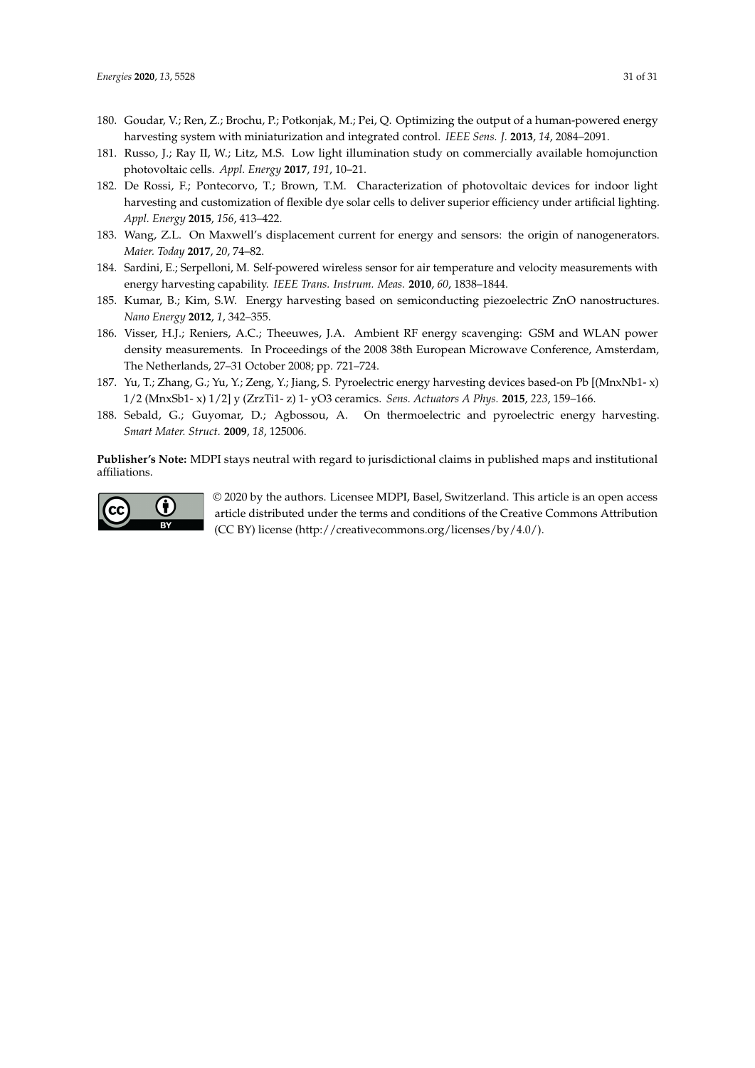180. Goudar, V.; Ren, Z.; Brochu, P.; Potkonjak, M.; Pei, Q. Optimizing the output of a human-powered energy harvesting system with miniaturization and integrated control. *IEEE Sens. J.* **2013**, *14*, 2084–2091.
181. Russo, J.; Ray II, W.; Litz, M.S. Low light illumination study on commercially available homojunction photovoltaic cells. *Appl. Energy* **2017**, *191*, 10–21.
182. De Rossi, F.; Pontecorvo, T.; Brown, T.M. Characterization of photovoltaic devices for indoor light harvesting and customization of flexible dye solar cells to deliver superior efficiency under artificial lighting. *Appl. Energy* **2015**, *156*, 413–422.
183. Wang, Z.L. On Maxwell's displacement current for energy and sensors: the origin of nanogenerators. *Mater. Today* **2017**, *20*, 74–82.
184. Sardini, E.; Serpelloni, M. Self-powered wireless sensor for air temperature and velocity measurements with energy harvesting capability. *IEEE Trans. Instrum. Meas.* **2010**, *60*, 1838–1844.
185. Kumar, B.; Kim, S.W. Energy harvesting based on semiconducting piezoelectric ZnO nanostructures. *Nano Energy* **2012**, *1*, 342–355.
186. Visser, H.J.; Reniers, A.C.; Theeuwes, J.A. Ambient RF energy scavenging: GSM and WLAN power density measurements. In Proceedings of the 2008 38th European Microwave Conference, Amsterdam, The Netherlands, 27–31 October 2008; pp. 721–724.
187. Yu, T.; Zhang, G.; Yu, Y.; Zeng, Y.; Jiang, S. Pyroelectric energy harvesting devices based-on Pb [(MnxNb1- x) 1/2 (MnxSb1- x) 1/2] y (ZrzTi1- z) 1- yO3 ceramics. *Sens. Actuators A Phys.* **2015**, *223*, 159–166.
188. Sebald, G.; Guyomar, D.; Agbossou, A. On thermoelectric and pyroelectric energy harvesting. *Smart Mater. Struct.* **2009**, *18*, 125006.

**Publisher's Note:** MDPI stays neutral with regard to jurisdictional claims in published maps and institutional affiliations.

© 2020 by the authors. Licensee MDPI, Basel, Switzerland. This article is an open access article distributed under the terms and conditions of the Creative Commons Attribution (CC BY) license (http://creativecommons.org/licenses/by/4.0/).